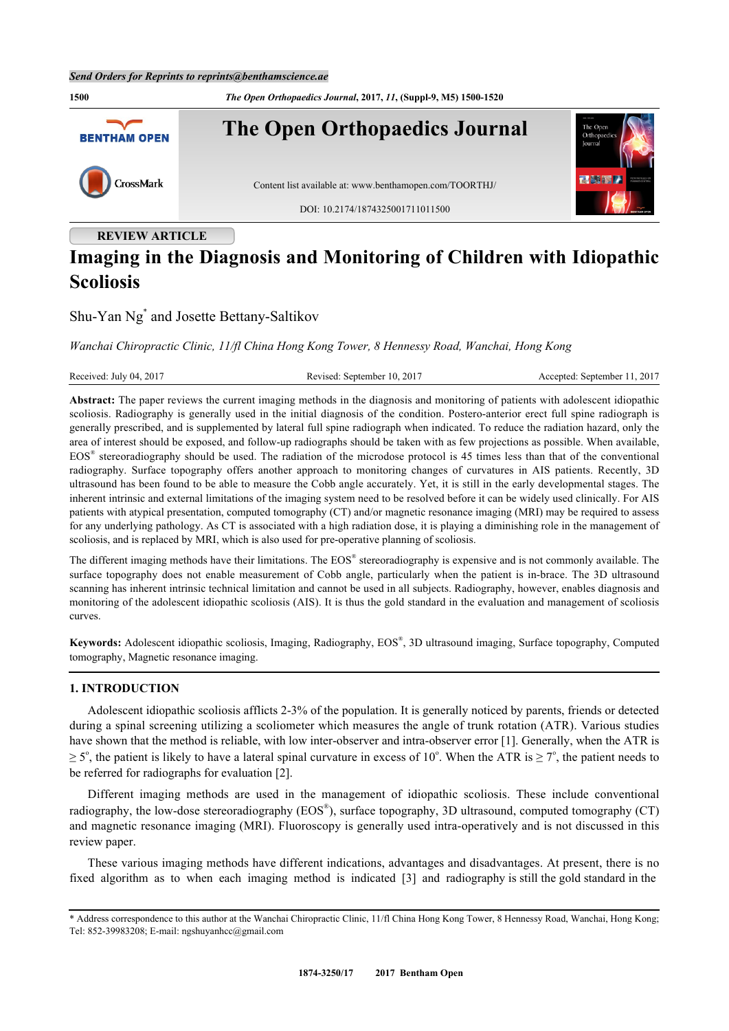REVIEW ARTICLE

# Imaging in the Diagnosis and Monitoring of Children with Idiopathic Scoliosis

Shu-Yan Ng* and Josette Bettany-Saltikov

*Wanchai Chiropractic Clinic, 11/fl China Hong Kong Tower, 8 Hennessy Road, Wanchai, Hong Kong*

Received: July 04, 2017 Revised: September 10, 2017 Accepted: September 11, 2017

**Abstract:** The paper reviews the current imaging methods in the diagnosis and monitoring of patients with adolescent idiopathic scoliosis. Radiography is generally used in the initial diagnosis of the condition. Postero-anterior erect full spine radiograph is generally prescribed, and is supplemented by lateral full spine radiograph when indicated. To reduce the radiation hazard, only the area of interest should be exposed, and follow-up radiographs should be taken with as few projections as possible. When available, EOS® stereoradiography should be used. The radiation of the microdose protocol is 45 times less than that of the conventional radiography. Surface topography offers another approach to monitoring changes of curvatures in AIS patients. Recently, 3D ultrasound has been found to be able to measure the Cobb angle accurately. Yet, it is still in the early developmental stages. The inherent intrinsic and external limitations of the imaging system need to be resolved before it can be widely used clinically. For AIS patients with atypical presentation, computed tomography (CT) and/or magnetic resonance imaging (MRI) may be required to assess for any underlying pathology. As CT is associated with a high radiation dose, it is playing a diminishing role in the management of scoliosis, and is replaced by MRI, which is also used for pre-operative planning of scoliosis.

The different imaging methods have their limitations. The EOS® stereoradiography is expensive and is not commonly available. The surface topography does not enable measurement of Cobb angle, particularly when the patient is in-brace. The 3D ultrasound scanning has inherent intrinsic technical limitation and cannot be used in all subjects. Radiography, however, enables diagnosis and monitoring of the adolescent idiopathic scoliosis (AIS). It is thus the gold standard in the evaluation and management of scoliosis curves.

**Keywords:** Adolescent idiopathic scoliosis, Imaging, Radiography, EOS®, 3D ultrasound imaging, Surface topography, Computed tomography, Magnetic resonance imaging.

## 1. INTRODUCTION

Adolescent idiopathic scoliosis afflicts 2-3% of the population. It is generally noticed by parents, friends or detected during a spinal screening utilizing a scoliometer which measures the angle of trunk rotation (ATR). Various studies have shown that the method is reliable, with low inter-observer and intra-observer error [1]. Generally, when the ATR is $\geq 5^{o}$, the patient is likely to have a lateral spinal curvature in excess of $10^{o}$. When the ATR is $\geq 7^{o}$, the patient needs to be referred for radiographs for evaluation [2].

Different imaging methods are used in the management of idiopathic scoliosis. These include conventional radiography, the low-dose stereoradiography (EOS®), surface topography, 3D ultrasound, computed tomography (CT) and magnetic resonance imaging (MRI). Fluoroscopy is generally used intra-operatively and is not discussed in this review paper.

These various imaging methods have different indications, advantages and disadvantages. At present, there is no fixed algorithm as to when each imaging method is indicated [3] and radiography is still the gold standard in the

\* Address correspondence to this author at the Wanchai Chiropractic Clinic, 11/fl China Hong Kong Tower, 8 Hennessy Road, Wanchai, Hong Kong; Tel: 852-39983208; E-mail: ngshuyanhcc@gmail.com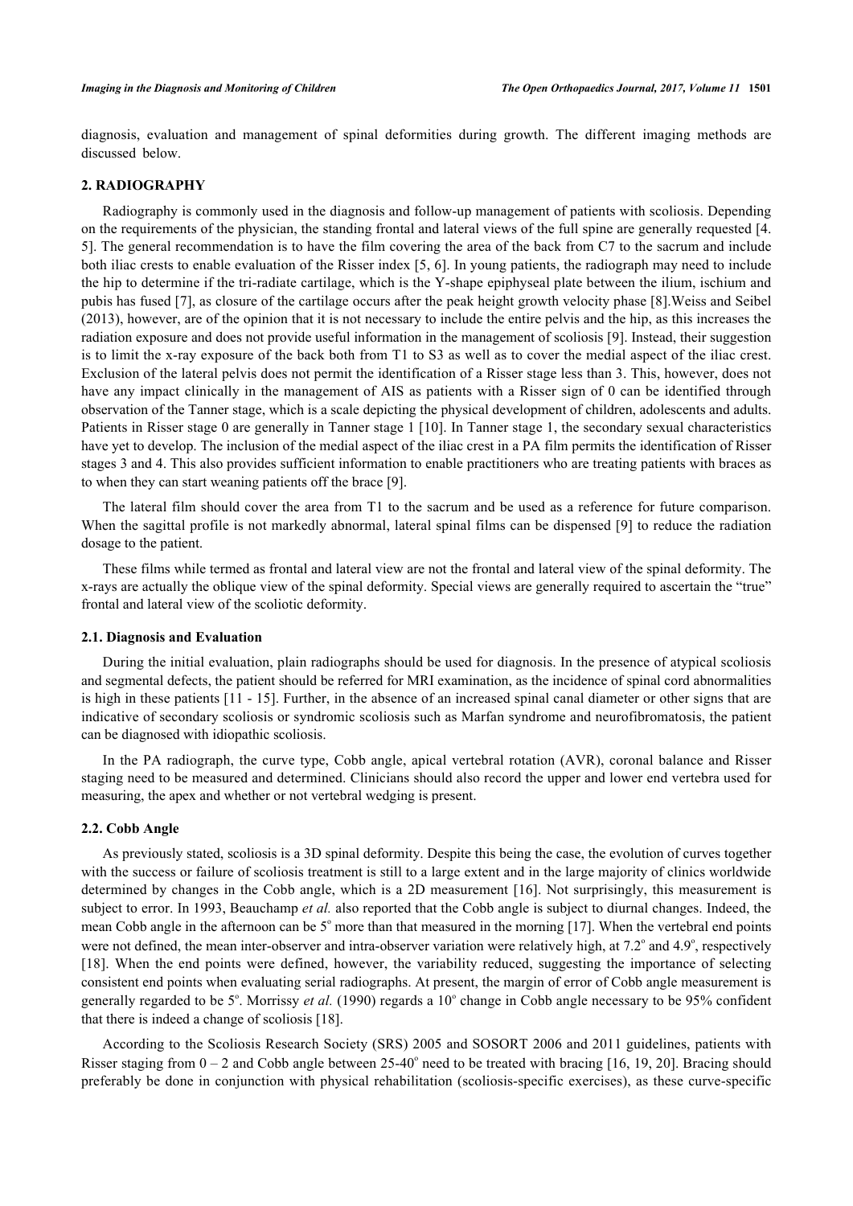diagnosis, evaluation and management of spinal deformities during growth. The different imaging methods are discussed below.

## 2. RADIOGRAPHY

Radiography is commonly used in the diagnosis and follow-up management of patients with scoliosis. Depending on the requirements of the physician, the standing frontal and lateral views of the full spine are generally requested [4. 5]. The general recommendation is to have the film covering the area of the back from C7 to the sacrum and include both iliac crests to enable evaluation of the Risser index [5, 6]. In young patients, the radiograph may need to include the hip to determine if the tri-radiate cartilage, which is the Y-shape epiphyseal plate between the ilium, ischium and pubis has fused [7], as closure of the cartilage occurs after the peak height growth velocity phase [8].Weiss and Seibel (2013), however, are of the opinion that it is not necessary to include the entire pelvis and the hip, as this increases the radiation exposure and does not provide useful information in the management of scoliosis [9]. Instead, their suggestion is to limit the x-ray exposure of the back both from T1 to S3 as well as to cover the medial aspect of the iliac crest. Exclusion of the lateral pelvis does not permit the identification of a Risser stage less than 3. This, however, does not have any impact clinically in the management of AIS as patients with a Risser sign of 0 can be identified through observation of the Tanner stage, which is a scale depicting the physical development of children, adolescents and adults. Patients in Risser stage 0 are generally in Tanner stage 1 [10]. In Tanner stage 1, the secondary sexual characteristics have yet to develop. The inclusion of the medial aspect of the iliac crest in a PA film permits the identification of Risser stages 3 and 4. This also provides sufficient information to enable practitioners who are treating patients with braces as to when they can start weaning patients off the brace [9].

The lateral film should cover the area from T1 to the sacrum and be used as a reference for future comparison. When the sagittal profile is not markedly abnormal, lateral spinal films can be dispensed [9] to reduce the radiation dosage to the patient.

These films while termed as frontal and lateral view are not the frontal and lateral view of the spinal deformity. The x-rays are actually the oblique view of the spinal deformity. Special views are generally required to ascertain the "true" frontal and lateral view of the scoliotic deformity.

### 2.1. Diagnosis and Evaluation

During the initial evaluation, plain radiographs should be used for diagnosis. In the presence of atypical scoliosis and segmental defects, the patient should be referred for MRI examination, as the incidence of spinal cord abnormalities is high in these patients [11 - 15]. Further, in the absence of an increased spinal canal diameter or other signs that are indicative of secondary scoliosis or syndromic scoliosis such as Marfan syndrome and neurofibromatosis, the patient can be diagnosed with idiopathic scoliosis.

In the PA radiograph, the curve type, Cobb angle, apical vertebral rotation (AVR), coronal balance and Risser staging need to be measured and determined. Clinicians should also record the upper and lower end vertebra used for measuring, the apex and whether or not vertebral wedging is present.

### 2.2. Cobb Angle

As previously stated, scoliosis is a 3D spinal deformity. Despite this being the case, the evolution of curves together with the success or failure of scoliosis treatment is still to a large extent and in the large majority of clinics worldwide determined by changes in the Cobb angle, which is a 2D measurement [16]. Not surprisingly, this measurement is subject to error. In 1993, Beauchamp *et al.* also reported that the Cobb angle is subject to diurnal changes. Indeed, the mean Cobb angle in the afternoon can be 5° more than that measured in the morning [17]. When the vertebral end points were not defined, the mean inter-observer and intra-observer variation were relatively high, at 7.2° and 4.9°, respectively [18]. When the end points were defined, however, the variability reduced, suggesting the importance of selecting consistent end points when evaluating serial radiographs. At present, the margin of error of Cobb angle measurement is generally regarded to be 5°. Morrissy *et al.* (1990) regards a 10° change in Cobb angle necessary to be 95% confident that there is indeed a change of scoliosis [18].

According to the Scoliosis Research Society (SRS) 2005 and SOSORT 2006 and 2011 guidelines, patients with Risser staging from 0 – 2 and Cobb angle between 25-40° need to be treated with bracing [16, 19, 20]. Bracing should preferably be done in conjunction with physical rehabilitation (scoliosis-specific exercises), as these curve-specific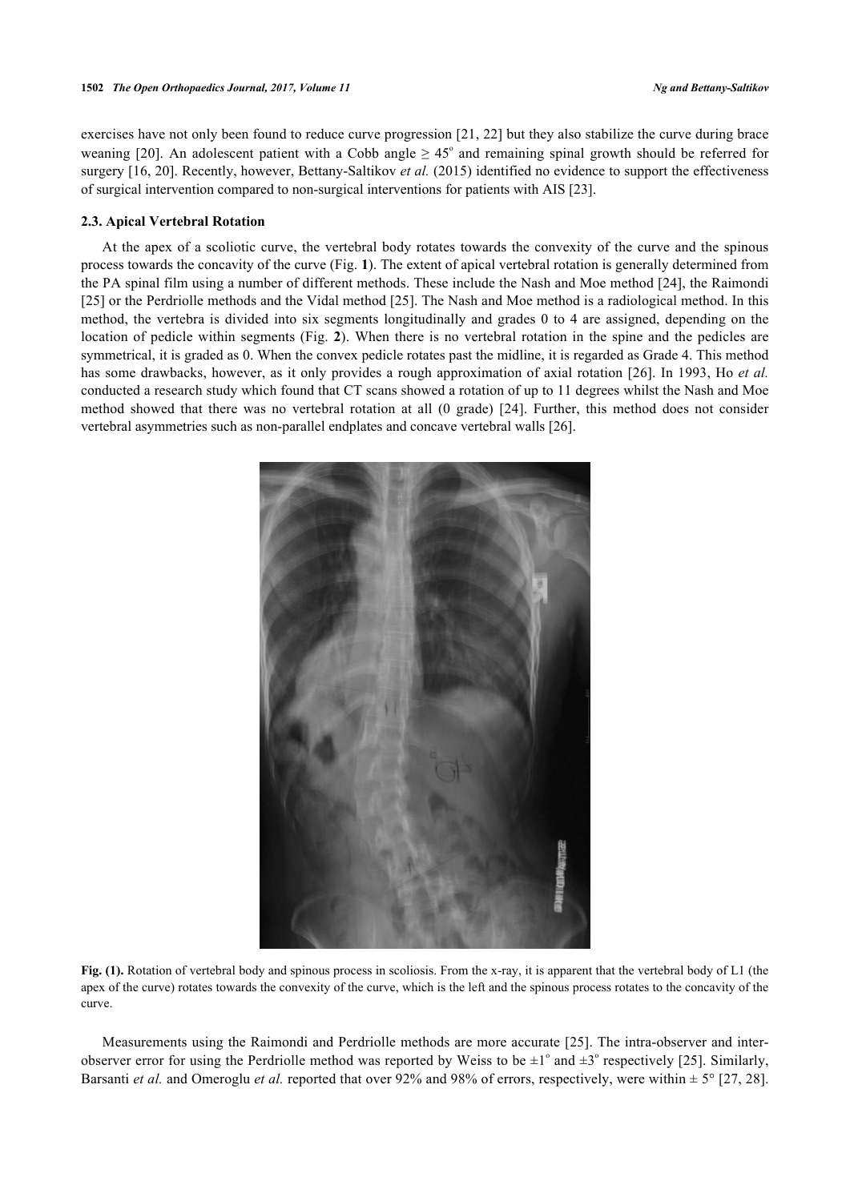exercises have not only been found to reduce curve progression [21, 22] but they also stabilize the curve during brace weaning [20]. An adolescent patient with a Cobb angle ≥ 45° and remaining spinal growth should be referred for surgery [16, 20]. Recently, however, Bettany-Saltikov *et al.* (2015) identified no evidence to support the effectiveness of surgical intervention compared to non-surgical interventions for patients with AIS [23].

### 2.3. Apical Vertebral Rotation

At the apex of a scoliotic curve, the vertebral body rotates towards the convexity of the curve and the spinous process towards the concavity of the curve (Fig. **1**). The extent of apical vertebral rotation is generally determined from the PA spinal film using a number of different methods. These include the Nash and Moe method [24], the Raimondi [25] or the Perdriolle methods and the Vidal method [25]. The Nash and Moe method is a radiological method. In this method, the vertebra is divided into six segments longitudinally and grades 0 to 4 are assigned, depending on the location of pedicle within segments (Fig. **2**). When there is no vertebral rotation in the spine and the pedicles are symmetrical, it is graded as 0. When the convex pedicle rotates past the midline, it is regarded as Grade 4. This method has some drawbacks, however, as it only provides a rough approximation of axial rotation [26]. In 1993, Ho *et al.* conducted a research study which found that CT scans showed a rotation of up to 11 degrees whilst the Nash and Moe method showed that there was no vertebral rotation at all (0 grade) [24]. Further, this method does not consider vertebral asymmetries such as non-parallel endplates and concave vertebral walls [26].

**Fig. (1).** Rotation of vertebral body and spinous process in scoliosis. From the x-ray, it is apparent that the vertebral body of L1 (the apex of the curve) rotates towards the convexity of the curve, which is the left and the spinous process rotates to the concavity of the curve.

Measurements using the Raimondi and Perdriolle methods are more accurate [25]. The intra-observer and inter-observer error for using the Perdriolle method was reported by Weiss to be ±1° and ±3° respectively [25]. Similarly, Barsanti *et al.* and Omeroglu *et al.* reported that over 92% and 98% of errors, respectively, were within ± 5° [27, 28].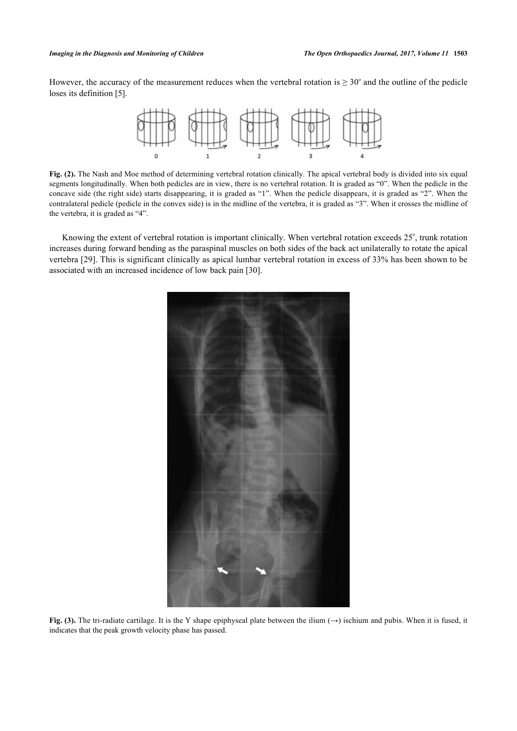However, the accuracy of the measurement reduces when the vertebral rotation is ≥ 30° and the outline of the pedicle loses its definition [5].

**Fig. (2).** The Nash and Moe method of determining vertebral rotation clinically. The apical vertebral body is divided into six equal segments longitudinally. When both pedicles are in view, there is no vertebral rotation. It is graded as "0". When the pedicle in the concave side (the right side) starts disappearing, it is graded as "1". When the pedicle disappears, it is graded as "2". When the contralateral pedicle (pedicle in the convex side) is in the midline of the vertebra, it is graded as "3". When it crosses the midline of the vertebra, it is graded as "4".

Knowing the extent of vertebral rotation is important clinically. When vertebral rotation exceeds 25°, trunk rotation increases during forward bending as the paraspinal muscles on both sides of the back act unilaterally to rotate the apical vertebra [29]. This is significant clinically as apical lumbar vertebral rotation in excess of 33% has been shown to be associated with an increased incidence of low back pain [30].

**Fig. (3).** The tri-radiate cartilage. It is the Y shape epiphyseal plate between the ilium (→) ischium and pubis. When it is fused, it indicates that the peak growth velocity phase has passed.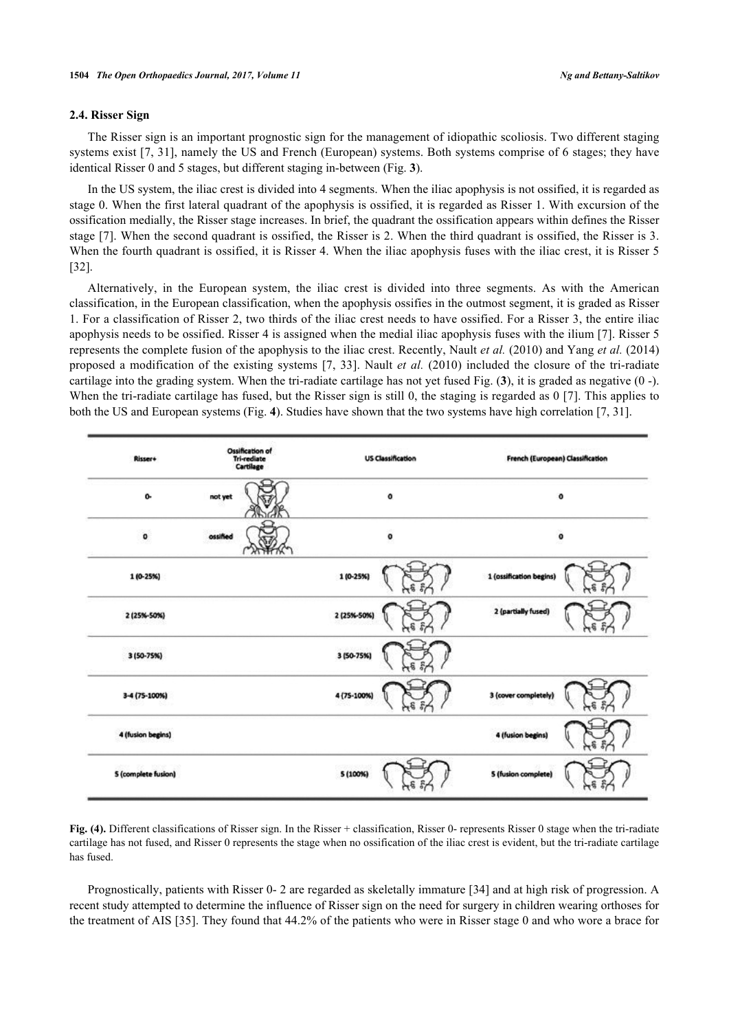### 2.4. Risser Sign

The Risser sign is an important prognostic sign for the management of idiopathic scoliosis. Two different staging systems exist [7, 31], namely the US and French (European) systems. Both systems comprise of 6 stages; they have identical Risser 0 and 5 stages, but different staging in-between (Fig. **3**).

In the US system, the iliac crest is divided into 4 segments. When the iliac apophysis is not ossified, it is regarded as stage 0. When the first lateral quadrant of the apophysis is ossified, it is regarded as Risser 1. With excursion of the ossification medially, the Risser stage increases. In brief, the quadrant the ossification appears within defines the Risser stage [7]. When the second quadrant is ossified, the Risser is 2. When the third quadrant is ossified, the Risser is 3. When the fourth quadrant is ossified, it is Risser 4. When the iliac apophysis fuses with the iliac crest, it is Risser 5 [32].

Alternatively, in the European system, the iliac crest is divided into three segments. As with the American classification, in the European classification, when the apophysis ossifies in the outmost segment, it is graded as Risser 1. For a classification of Risser 2, two thirds of the iliac crest needs to have ossified. For a Risser 3, the entire iliac apophysis needs to be ossified. Risser 4 is assigned when the medial iliac apophysis fuses with the ilium [7]. Risser 5 represents the complete fusion of the apophysis to the iliac crest. Recently, Nault *et al.* (2010) and Yang *et al.* (2014) proposed a modification of the existing systems [7, 33]. Nault *et al.* (2010) included the closure of the tri-radiate cartilage into the grading system. When the tri-radiate cartilage has not yet fused Fig. (**3**), it is graded as negative (0 -). When the tri-radiate cartilage has fused, but the Risser sign is still 0, the staging is regarded as 0 [7]. This applies to both the US and European systems (Fig. **4**). Studies have shown that the two systems have high correlation [7, 31].

| Risser+ | Ossification of Tri-rediate Cartilage | US Classification | French (European) Classification |
|---|---|---|---|
| 0- | not yet | 0 | 0 |
| 0 | ossified | 0 | 0 |
| 1 (0-25%) | | 1 (0-25%) | 1 (ossification begins) |
| 2 (25%-50%) | | 2 (25%-50%) | 2 (partially fused) |
| 3 (50-75%) | | 3 (50-75%) | |
| 3-4 (75-100%) | | 4 (75-100%) | 3 (cover completely) |
| 4 (fusion begins) | | | 4 (fusion begins) |
| 5 (complete fusion) | | 5 (100%) | 5 (fusion complete) |

**Fig. (4).** Different classifications of Risser sign. In the Risser + classification, Risser 0- represents Risser 0 stage when the tri-radiate cartilage has not fused, and Risser 0 represents the stage when no ossification of the iliac crest is evident, but the tri-radiate cartilage has fused.

Prognostically, patients with Risser 0- 2 are regarded as skeletally immature [34] and at high risk of progression. A recent study attempted to determine the influence of Risser sign on the need for surgery in children wearing orthoses for the treatment of AIS [35]. They found that 44.2% of the patients who were in Risser stage 0 and who wore a brace for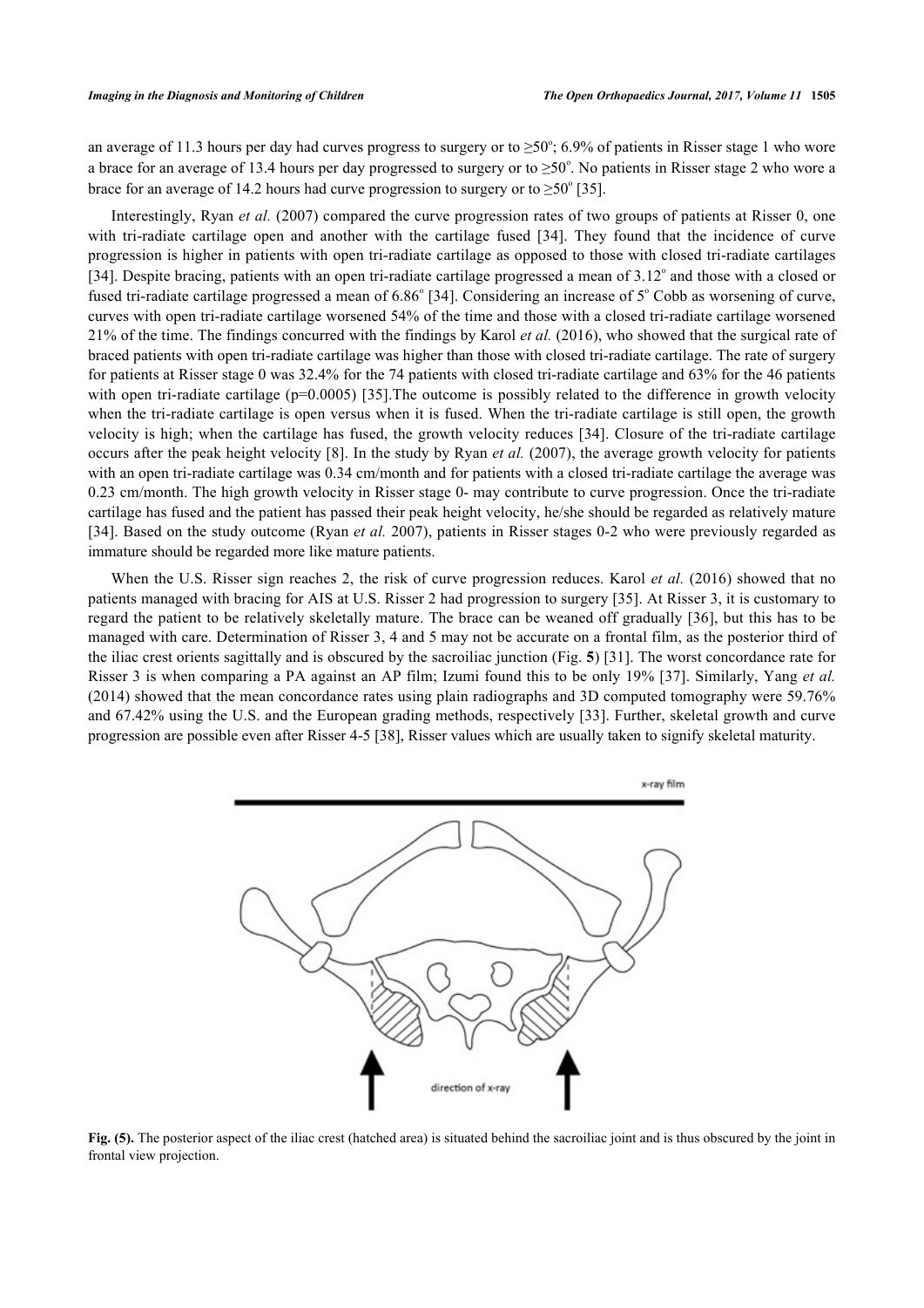an average of 11.3 hours per day had curves progress to surgery or to ≥50°; 6.9% of patients in Risser stage 1 who wore a brace for an average of 13.4 hours per day progressed to surgery or to ≥50°. No patients in Risser stage 2 who wore a brace for an average of 14.2 hours had curve progression to surgery or to ≥50° [35].

Interestingly, Ryan *et al.* (2007) compared the curve progression rates of two groups of patients at Risser 0, one with tri-radiate cartilage open and another with the cartilage fused [34]. They found that the incidence of curve progression is higher in patients with open tri-radiate cartilage as opposed to those with closed tri-radiate cartilages [34]. Despite bracing, patients with an open tri-radiate cartilage progressed a mean of 3.12° and those with a closed or fused tri-radiate cartilage progressed a mean of 6.86° [34]. Considering an increase of 5° Cobb as worsening of curve, curves with open tri-radiate cartilage worsened 54% of the time and those with a closed tri-radiate cartilage worsened 21% of the time. The findings concurred with the findings by Karol *et al.* (2016), who showed that the surgical rate of braced patients with open tri-radiate cartilage was higher than those with closed tri-radiate cartilage. The rate of surgery for patients at Risser stage 0 was 32.4% for the 74 patients with closed tri-radiate cartilage and 63% for the 46 patients with open tri-radiate cartilage ($p=0.0005$) [35].The outcome is possibly related to the difference in growth velocity when the tri-radiate cartilage is open versus when it is fused. When the tri-radiate cartilage is still open, the growth velocity is high; when the cartilage has fused, the growth velocity reduces [34]. Closure of the tri-radiate cartilage occurs after the peak height velocity [8]. In the study by Ryan *et al.* (2007), the average growth velocity for patients with an open tri-radiate cartilage was 0.34 cm/month and for patients with a closed tri-radiate cartilage the average was 0.23 cm/month. The high growth velocity in Risser stage 0- may contribute to curve progression. Once the tri-radiate cartilage has fused and the patient has passed their peak height velocity, he/she should be regarded as relatively mature [34]. Based on the study outcome (Ryan *et al.* 2007), patients in Risser stages 0-2 who were previously regarded as immature should be regarded more like mature patients.

When the U.S. Risser sign reaches 2, the risk of curve progression reduces. Karol *et al.* (2016) showed that no patients managed with bracing for AIS at U.S. Risser 2 had progression to surgery [35]. At Risser 3, it is customary to regard the patient to be relatively skeletally mature. The brace can be weaned off gradually [36], but this has to be managed with care. Determination of Risser 3, 4 and 5 may not be accurate on a frontal film, as the posterior third of the iliac crest orients sagittally and is obscured by the sacroiliac junction (Fig. **5**) [31]. The worst concordance rate for Risser 3 is when comparing a PA against an AP film; Izumi found this to be only 19% [37]. Similarly, Yang *et al.* (2014) showed that the mean concordance rates using plain radiographs and 3D computed tomography were 59.76% and 67.42% using the U.S. and the European grading methods, respectively [33]. Further, skeletal growth and curve progression are possible even after Risser 4-5 [38], Risser values which are usually taken to signify skeletal maturity.

**Fig. (5).** The posterior aspect of the iliac crest (hatched area) is situated behind the sacroiliac joint and is thus obscured by the joint in frontal view projection.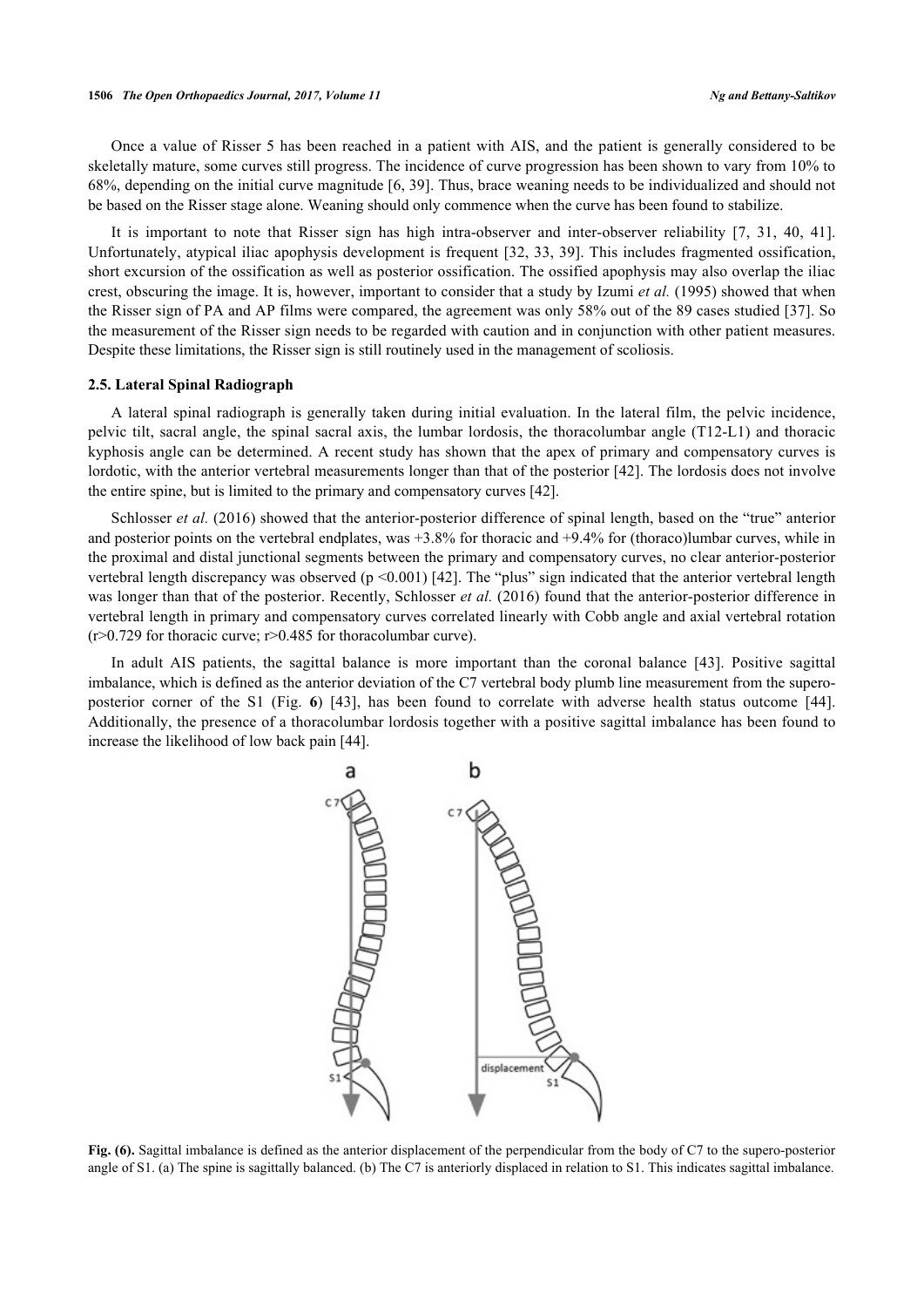Once a value of Risser 5 has been reached in a patient with AIS, and the patient is generally considered to be skeletally mature, some curves still progress. The incidence of curve progression has been shown to vary from 10% to 68%, depending on the initial curve magnitude [6, 39]. Thus, brace weaning needs to be individualized and should not be based on the Risser stage alone. Weaning should only commence when the curve has been found to stabilize.

It is important to note that Risser sign has high intra-observer and inter-observer reliability [7, 31, 40, 41]. Unfortunately, atypical iliac apophysis development is frequent [32, 33, 39]. This includes fragmented ossification, short excursion of the ossification as well as posterior ossification. The ossified apophysis may also overlap the iliac crest, obscuring the image. It is, however, important to consider that a study by Izumi *et al.* (1995) showed that when the Risser sign of PA and AP films were compared, the agreement was only 58% out of the 89 cases studied [37]. So the measurement of the Risser sign needs to be regarded with caution and in conjunction with other patient measures. Despite these limitations, the Risser sign is still routinely used in the management of scoliosis.

### 2.5. Lateral Spinal Radiograph

A lateral spinal radiograph is generally taken during initial evaluation. In the lateral film, the pelvic incidence, pelvic tilt, sacral angle, the spinal sacral axis, the lumbar lordosis, the thoracolumbar angle (T12-L1) and thoracic kyphosis angle can be determined. A recent study has shown that the apex of primary and compensatory curves is lordotic, with the anterior vertebral measurements longer than that of the posterior [42]. The lordosis does not involve the entire spine, but is limited to the primary and compensatory curves [42].

Schlosser *et al.* (2016) showed that the anterior-posterior difference of spinal length, based on the "true" anterior and posterior points on the vertebral endplates, was +3.8% for thoracic and +9.4% for (thoraco)lumbar curves, while in the proximal and distal junctional segments between the primary and compensatory curves, no clear anterior-posterior vertebral length discrepancy was observed ($p < 0.001$) [42]. The "plus" sign indicated that the anterior vertebral length was longer than that of the posterior. Recently, Schlosser *et al.* (2016) found that the anterior-posterior difference in vertebral length in primary and compensatory curves correlated linearly with Cobb angle and axial vertebral rotation ($r > 0.729$ for thoracic curve; $r > 0.485$ for thoracolumbar curve).

In adult AIS patients, the sagittal balance is more important than the coronal balance [43]. Positive sagittal imbalance, which is defined as the anterior deviation of the C7 vertebral body plumb line measurement from the supero-posterior corner of the S1 (Fig. **6**) [43], has been found to correlate with adverse health status outcome [44]. Additionally, the presence of a thoracolumbar lordosis together with a positive sagittal imbalance has been found to increase the likelihood of low back pain [44].

**Fig. (6).** Sagittal imbalance is defined as the anterior displacement of the perpendicular from the body of C7 to the supero-posterior angle of S1. (a) The spine is sagittally balanced. (b) The C7 is anteriorly displaced in relation to S1. This indicates sagittal imbalance.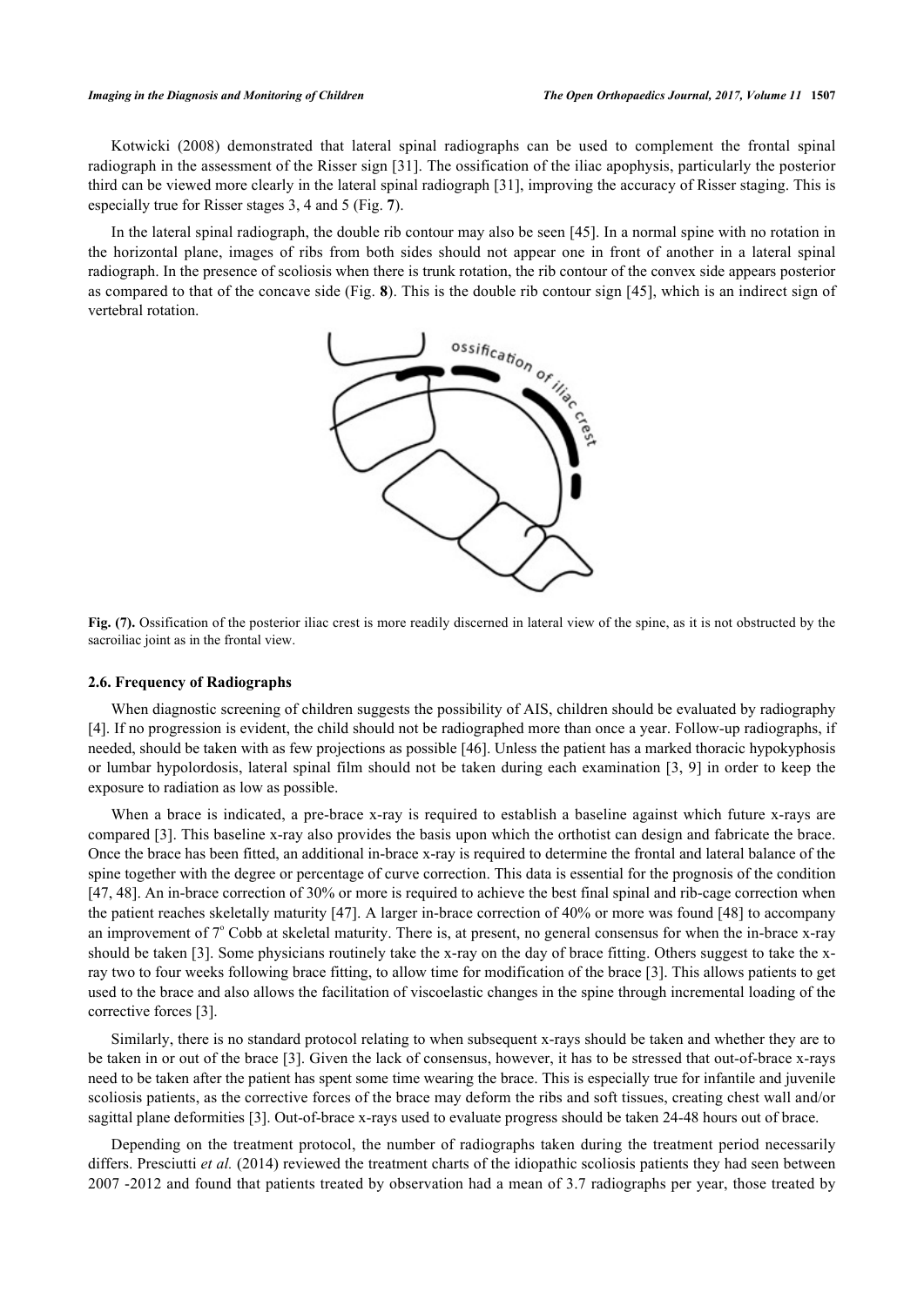Kotwicki (2008) demonstrated that lateral spinal radiographs can be used to complement the frontal spinal radiograph in the assessment of the Risser sign [31]. The ossification of the iliac apophysis, particularly the posterior third can be viewed more clearly in the lateral spinal radiograph [31], improving the accuracy of Risser staging. This is especially true for Risser stages 3, 4 and 5 (Fig. **7**).

In the lateral spinal radiograph, the double rib contour may also be seen [45]. In a normal spine with no rotation in the horizontal plane, images of ribs from both sides should not appear one in front of another in a lateral spinal radiograph. In the presence of scoliosis when there is trunk rotation, the rib contour of the convex side appears posterior as compared to that of the concave side (Fig. **8**). This is the double rib contour sign [45], which is an indirect sign of vertebral rotation.

**Fig. (7).** Ossification of the posterior iliac crest is more readily discerned in lateral view of the spine, as it is not obstructed by the sacroiliac joint as in the frontal view.

### 2.6. Frequency of Radiographs

When diagnostic screening of children suggests the possibility of AIS, children should be evaluated by radiography [4]. If no progression is evident, the child should not be radiographed more than once a year. Follow-up radiographs, if needed, should be taken with as few projections as possible [46]. Unless the patient has a marked thoracic hypokyphosis or lumbar hypolordosis, lateral spinal film should not be taken during each examination [3, 9] in order to keep the exposure to radiation as low as possible.

When a brace is indicated, a pre-brace x-ray is required to establish a baseline against which future x-rays are compared [3]. This baseline x-ray also provides the basis upon which the orthotist can design and fabricate the brace. Once the brace has been fitted, an additional in-brace x-ray is required to determine the frontal and lateral balance of the spine together with the degree or percentage of curve correction. This data is essential for the prognosis of the condition [47, 48]. An in-brace correction of 30% or more is required to achieve the best final spinal and rib-cage correction when the patient reaches skeletally maturity [47]. A larger in-brace correction of 40% or more was found [48] to accompany an improvement of 7° Cobb at skeletal maturity. There is, at present, no general consensus for when the in-brace x-ray should be taken [3]. Some physicians routinely take the x-ray on the day of brace fitting. Others suggest to take the x-ray two to four weeks following brace fitting, to allow time for modification of the brace [3]. This allows patients to get used to the brace and also allows the facilitation of viscoelastic changes in the spine through incremental loading of the corrective forces [3].

Similarly, there is no standard protocol relating to when subsequent x-rays should be taken and whether they are to be taken in or out of the brace [3]. Given the lack of consensus, however, it has to be stressed that out-of-brace x-rays need to be taken after the patient has spent some time wearing the brace. This is especially true for infantile and juvenile scoliosis patients, as the corrective forces of the brace may deform the ribs and soft tissues, creating chest wall and/or sagittal plane deformities [3]. Out-of-brace x-rays used to evaluate progress should be taken 24-48 hours out of brace.

Depending on the treatment protocol, the number of radiographs taken during the treatment period necessarily differs. Presciutti *et al.* (2014) reviewed the treatment charts of the idiopathic scoliosis patients they had seen between 2007 -2012 and found that patients treated by observation had a mean of 3.7 radiographs per year, those treated by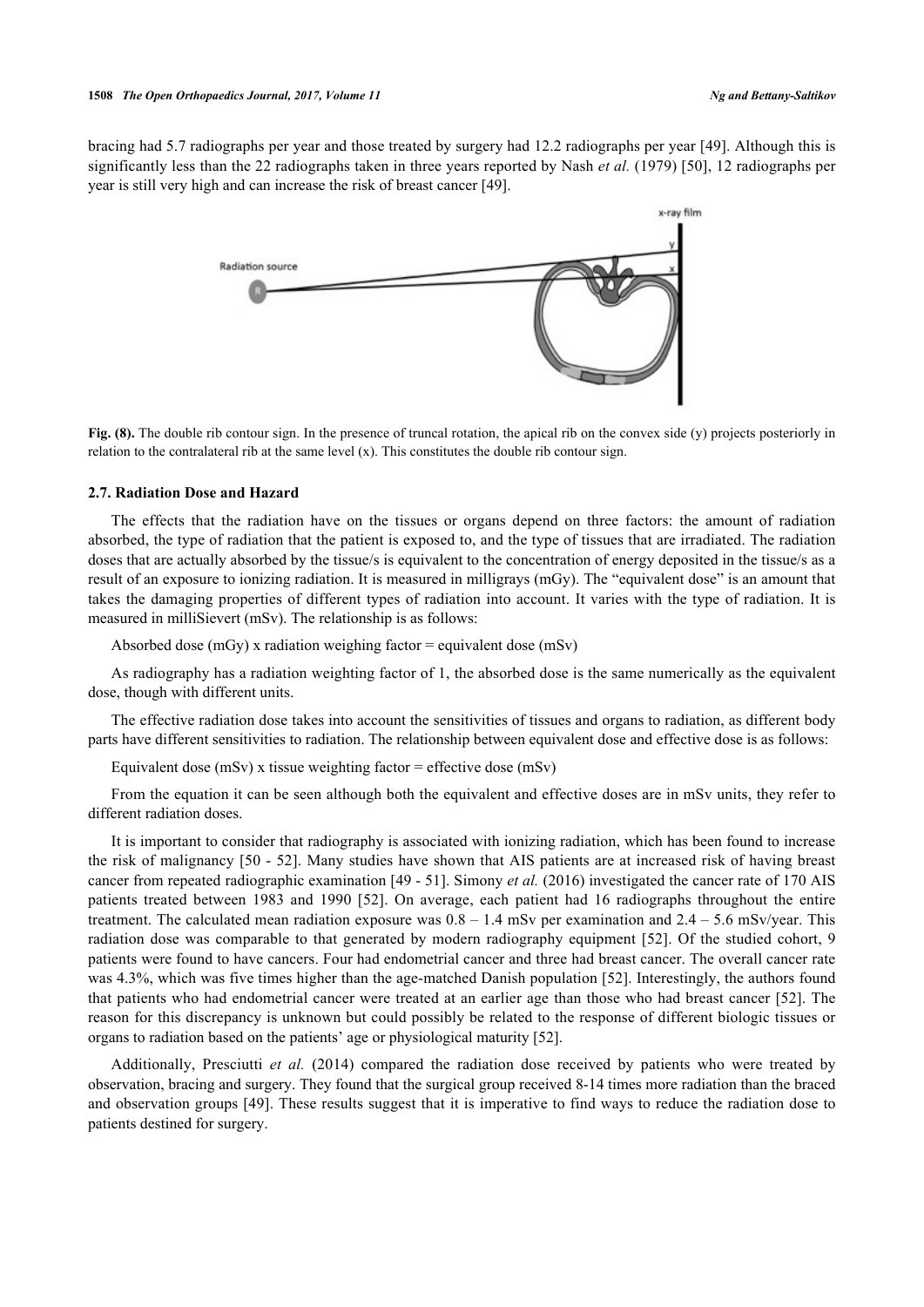bracing had 5.7 radiographs per year and those treated by surgery had 12.2 radiographs per year [49]. Although this is significantly less than the 22 radiographs taken in three years reported by Nash *et al.* (1979) [50], 12 radiographs per year is still very high and can increase the risk of breast cancer [49].

**Fig. (8).** The double rib contour sign. In the presence of truncal rotation, the apical rib on the convex side (y) projects posteriorly in relation to the contralateral rib at the same level (x). This constitutes the double rib contour sign.

### 2.7. Radiation Dose and Hazard

The effects that the radiation have on the tissues or organs depend on three factors: the amount of radiation absorbed, the type of radiation that the patient is exposed to, and the type of tissues that are irradiated. The radiation doses that are actually absorbed by the tissue/s is equivalent to the concentration of energy deposited in the tissue/s as a result of an exposure to ionizing radiation. It is measured in milligrays (mGy). The "equivalent dose" is an amount that takes the damaging properties of different types of radiation into account. It varies with the type of radiation. It is measured in milliSievert (mSv). The relationship is as follows:

Absorbed dose (mGy) x radiation weighing factor = equivalent dose (mSv)

As radiography has a radiation weighting factor of 1, the absorbed dose is the same numerically as the equivalent dose, though with different units.

The effective radiation dose takes into account the sensitivities of tissues and organs to radiation, as different body parts have different sensitivities to radiation. The relationship between equivalent dose and effective dose is as follows:

Equivalent dose (mSv) x tissue weighting factor = effective dose (mSv)

From the equation it can be seen although both the equivalent and effective doses are in mSv units, they refer to different radiation doses.

It is important to consider that radiography is associated with ionizing radiation, which has been found to increase the risk of malignancy [50 - 52]. Many studies have shown that AIS patients are at increased risk of having breast cancer from repeated radiographic examination [49 - 51]. Simony *et al.* (2016) investigated the cancer rate of 170 AIS patients treated between 1983 and 1990 [52]. On average, each patient had 16 radiographs throughout the entire treatment. The calculated mean radiation exposure was 0.8 – 1.4 mSv per examination and 2.4 – 5.6 mSv/year. This radiation dose was comparable to that generated by modern radiography equipment [52]. Of the studied cohort, 9 patients were found to have cancers. Four had endometrial cancer and three had breast cancer. The overall cancer rate was 4.3%, which was five times higher than the age-matched Danish population [52]. Interestingly, the authors found that patients who had endometrial cancer were treated at an earlier age than those who had breast cancer [52]. The reason for this discrepancy is unknown but could possibly be related to the response of different biologic tissues or organs to radiation based on the patients' age or physiological maturity [52].

Additionally, Presciutti *et al.* (2014) compared the radiation dose received by patients who were treated by observation, bracing and surgery. They found that the surgical group received 8-14 times more radiation than the braced and observation groups [49]. These results suggest that it is imperative to find ways to reduce the radiation dose to patients destined for surgery.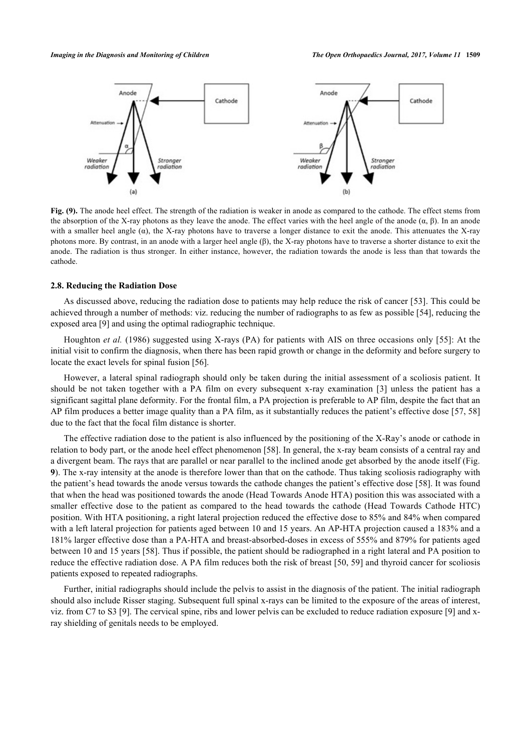Fig. (9). The anode heel effect. The strength of the radiation is weaker in anode as compared to the cathode. The effect stems from the absorption of the X-ray photons as they leave the anode. The effect varies with the heel angle of the anode (α, β). In an anode with a smaller heel angle (α), the X-ray photons have to traverse a longer distance to exit the anode. This attenuates the X-ray photons more. By contrast, in an anode with a larger heel angle (β), the X-ray photons have to traverse a shorter distance to exit the anode. The radiation is thus stronger. In either instance, however, the radiation towards the anode is less than that towards the cathode.

### 2.8. Reducing the Radiation Dose

As discussed above, reducing the radiation dose to patients may help reduce the risk of cancer [53]. This could be achieved through a number of methods: viz. reducing the number of radiographs to as few as possible [54], reducing the exposed area [9] and using the optimal radiographic technique.

Houghton *et al.* (1986) suggested using X-rays (PA) for patients with AIS on three occasions only [55]: At the initial visit to confirm the diagnosis, when there has been rapid growth or change in the deformity and before surgery to locate the exact levels for spinal fusion [56].

However, a lateral spinal radiograph should only be taken during the initial assessment of a scoliosis patient. It should be not taken together with a PA film on every subsequent x-ray examination [3] unless the patient has a significant sagittal plane deformity. For the frontal film, a PA projection is preferable to AP film, despite the fact that an AP film produces a better image quality than a PA film, as it substantially reduces the patient's effective dose [57, 58] due to the fact that the focal film distance is shorter.

The effective radiation dose to the patient is also influenced by the positioning of the X-Ray's anode or cathode in relation to body part, or the anode heel effect phenomenon [58]. In general, the x-ray beam consists of a central ray and a divergent beam. The rays that are parallel or near parallel to the inclined anode get absorbed by the anode itself (Fig. **9**). The x-ray intensity at the anode is therefore lower than that on the cathode. Thus taking scoliosis radiography with the patient's head towards the anode versus towards the cathode changes the patient's effective dose [58]. It was found that when the head was positioned towards the anode (Head Towards Anode HTA) position this was associated with a smaller effective dose to the patient as compared to the head towards the cathode (Head Towards Cathode HTC) position. With HTA positioning, a right lateral projection reduced the effective dose to 85% and 84% when compared with a left lateral projection for patients aged between 10 and 15 years. An AP-HTA projection caused a 183% and a 181% larger effective dose than a PA-HTA and breast-absorbed-doses in excess of 555% and 879% for patients aged between 10 and 15 years [58]. Thus if possible, the patient should be radiographed in a right lateral and PA position to reduce the effective radiation dose. A PA film reduces both the risk of breast [50, 59] and thyroid cancer for scoliosis patients exposed to repeated radiographs.

Further, initial radiographs should include the pelvis to assist in the diagnosis of the patient. The initial radiograph should also include Risser staging. Subsequent full spinal x-rays can be limited to the exposure of the areas of interest, viz. from C7 to S3 [9]. The cervical spine, ribs and lower pelvis can be excluded to reduce radiation exposure [9] and x-ray shielding of genitals needs to be employed.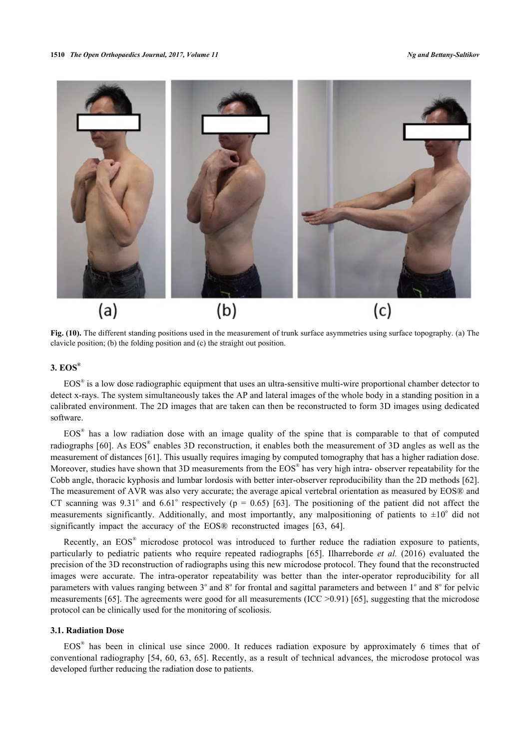Fig. (10). The different standing positions used in the measurement of trunk surface asymmetries using surface topography. (a) The clavicle position; (b) the folding position and (c) the straight out position.

## 3. EOS®

EOS® is a low dose radiographic equipment that uses an ultra-sensitive multi-wire proportional chamber detector to detect x-rays. The system simultaneously takes the AP and lateral images of the whole body in a standing position in a calibrated environment. The 2D images that are taken can then be reconstructed to form 3D images using dedicated software.

EOS® has a low radiation dose with an image quality of the spine that is comparable to that of computed radiographs [60]. As EOS® enables 3D reconstruction, it enables both the measurement of 3D angles as well as the measurement of distances [61]. This usually requires imaging by computed tomography that has a higher radiation dose. Moreover, studies have shown that 3D measurements from the EOS® has very high intra- observer repeatability for the Cobb angle, thoracic kyphosis and lumbar lordosis with better inter-observer reproducibility than the 2D methods [62]. The measurement of AVR was also very accurate; the average apical vertebral orientation as measured by EOS® and CT scanning was 9.31° and 6.61° respectively ($p = 0.65$) [63]. The positioning of the patient did not affect the measurements significantly. Additionally, and most importantly, any malpositioning of patients to ±10° did not significantly impact the accuracy of the EOS® reconstructed images [63, 64].

Recently, an EOS® microdose protocol was introduced to further reduce the radiation exposure to patients, particularly to pediatric patients who require repeated radiographs [65]. Ilharreborde *et al.* (2016) evaluated the precision of the 3D reconstruction of radiographs using this new microdose protocol. They found that the reconstructed images were accurate. The intra-operator repeatability was better than the inter-operator reproducibility for all parameters with values ranging between 3° and 8° for frontal and sagittal parameters and between 1° and 8° for pelvic measurements [65]. The agreements were good for all measurements (ICC >0.91) [65], suggesting that the microdose protocol can be clinically used for the monitoring of scoliosis.

### 3.1. Radiation Dose

EOS® has been in clinical use since 2000. It reduces radiation exposure by approximately 6 times that of conventional radiography [54, 60, 63, 65]. Recently, as a result of technical advances, the microdose protocol was developed further reducing the radiation dose to patients.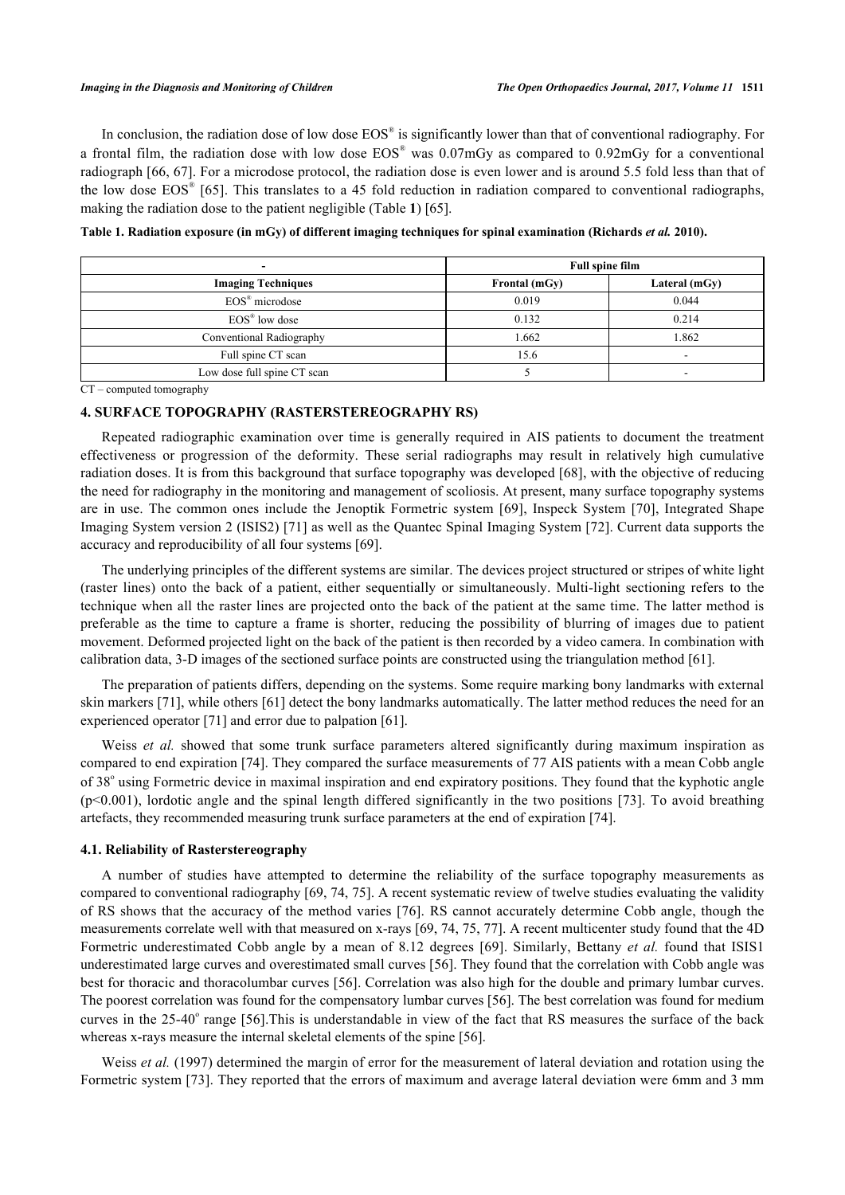In conclusion, the radiation dose of low dose EOS® is significantly lower than that of conventional radiography. For a frontal film, the radiation dose with low dose EOS® was 0.07mGy as compared to 0.92mGy for a conventional radiograph [66, 67]. For a microdose protocol, the radiation dose is even lower and is around 5.5 fold less than that of the low dose EOS® [65]. This translates to a 45 fold reduction in radiation compared to conventional radiographs, making the radiation dose to the patient negligible (Table **1**) [65].

**Table 1. Radiation exposure (in mGy) of different imaging techniques for spinal examination (Richards *et al.* 2010).**

| - | Full spine film | |
|---|---|---|
| **Imaging Techniques** | **Frontal (mGy)** | **Lateral (mGy)** |
| EOS® microdose | 0.019 | 0.044 |
| EOS® low dose | 0.132 | 0.214 |
| Conventional Radiography | 1.662 | 1.862 |
| Full spine CT scan | 15.6 | - |
| Low dose full spine CT scan | 5 | - |

CT – computed tomography

## 4. SURFACE TOPOGRAPHY (RASTERSTEREOGRAPHY RS)

Repeated radiographic examination over time is generally required in AIS patients to document the treatment effectiveness or progression of the deformity. These serial radiographs may result in relatively high cumulative radiation doses. It is from this background that surface topography was developed [68], with the objective of reducing the need for radiography in the monitoring and management of scoliosis. At present, many surface topography systems are in use. The common ones include the Jenoptik Formetric system [69], Inspeck System [70], Integrated Shape Imaging System version 2 (ISIS2) [71] as well as the Quantec Spinal Imaging System [72]. Current data supports the accuracy and reproducibility of all four systems [69].

The underlying principles of the different systems are similar. The devices project structured or stripes of white light (raster lines) onto the back of a patient, either sequentially or simultaneously. Multi-light sectioning refers to the technique when all the raster lines are projected onto the back of the patient at the same time. The latter method is preferable as the time to capture a frame is shorter, reducing the possibility of blurring of images due to patient movement. Deformed projected light on the back of the patient is then recorded by a video camera. In combination with calibration data, 3-D images of the sectioned surface points are constructed using the triangulation method [61].

The preparation of patients differs, depending on the systems. Some require marking bony landmarks with external skin markers [71], while others [61] detect the bony landmarks automatically. The latter method reduces the need for an experienced operator [71] and error due to palpation [61].

Weiss *et al.* showed that some trunk surface parameters altered significantly during maximum inspiration as compared to end expiration [74]. They compared the surface measurements of 77 AIS patients with a mean Cobb angle of 38° using Formetric device in maximal inspiration and end expiratory positions. They found that the kyphotic angle ($p<0.001$), lordotic angle and the spinal length differed significantly in the two positions [73]. To avoid breathing artefacts, they recommended measuring trunk surface parameters at the end of expiration [74].

### 4.1. Reliability of Rasterstereography

A number of studies have attempted to determine the reliability of the surface topography measurements as compared to conventional radiography [69, 74, 75]. A recent systematic review of twelve studies evaluating the validity of RS shows that the accuracy of the method varies [76]. RS cannot accurately determine Cobb angle, though the measurements correlate well with that measured on x-rays [69, 74, 75, 77]. A recent multicenter study found that the 4D Formetric underestimated Cobb angle by a mean of 8.12 degrees [69]. Similarly, Bettany *et al.* found that ISIS1 underestimated large curves and overestimated small curves [56]. They found that the correlation with Cobb angle was best for thoracic and thoracolumbar curves [56]. Correlation was also high for the double and primary lumbar curves. The poorest correlation was found for the compensatory lumbar curves [56]. The best correlation was found for medium curves in the 25-40° range [56].This is understandable in view of the fact that RS measures the surface of the back whereas x-rays measure the internal skeletal elements of the spine [56].

Weiss *et al.* (1997) determined the margin of error for the measurement of lateral deviation and rotation using the Formetric system [73]. They reported that the errors of maximum and average lateral deviation were 6mm and 3 mm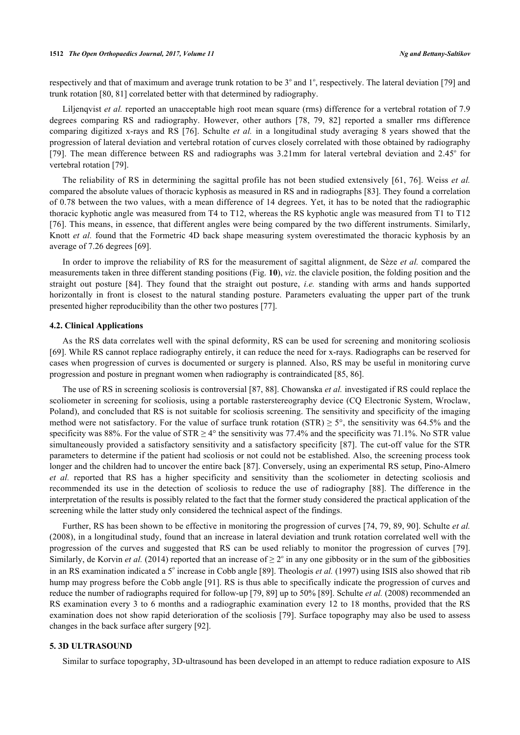respectively and that of maximum and average trunk rotation to be 3° and 1°, respectively. The lateral deviation [79] and trunk rotation [80, 81] correlated better with that determined by radiography.

Liljenqvist *et al.* reported an unacceptable high root mean square (rms) difference for a vertebral rotation of 7.9 degrees comparing RS and radiography. However, other authors [78, 79, 82] reported a smaller rms difference comparing digitized x-rays and RS [76]. Schulte *et al.* in a longitudinal study averaging 8 years showed that the progression of lateral deviation and vertebral rotation of curves closely correlated with those obtained by radiography [79]. The mean difference between RS and radiographs was 3.21mm for lateral vertebral deviation and 2.45° for vertebral rotation [79].

The reliability of RS in determining the sagittal profile has not been studied extensively [61, 76]. Weiss *et al.* compared the absolute values of thoracic kyphosis as measured in RS and in radiographs [83]. They found a correlation of 0.78 between the two values, with a mean difference of 14 degrees. Yet, it has to be noted that the radiographic thoracic kyphotic angle was measured from T4 to T12, whereas the RS kyphotic angle was measured from T1 to T12 [76]. This means, in essence, that different angles were being compared by the two different instruments. Similarly, Knott *et al.* found that the Formetric 4D back shape measuring system overestimated the thoracic kyphosis by an average of 7.26 degrees [69].

In order to improve the reliability of RS for the measurement of sagittal alignment, de Sèze *et al.* compared the measurements taken in three different standing positions (Fig. **10**), *viz*. the clavicle position, the folding position and the straight out posture [84]. They found that the straight out posture, *i.e.* standing with arms and hands supported horizontally in front is closest to the natural standing posture. Parameters evaluating the upper part of the trunk presented higher reproducibility than the other two postures [77].

### 4.2. Clinical Applications

As the RS data correlates well with the spinal deformity, RS can be used for screening and monitoring scoliosis [69]. While RS cannot replace radiography entirely, it can reduce the need for x-rays. Radiographs can be reserved for cases when progression of curves is documented or surgery is planned. Also, RS may be useful in monitoring curve progression and posture in pregnant women when radiography is contraindicated [85, 86].

The use of RS in screening scoliosis is controversial [87, 88]. Chowanska *et al.* investigated if RS could replace the scoliometer in screening for scoliosis, using a portable rasterstereography device (CQ Electronic System, Wroclaw, Poland), and concluded that RS is not suitable for scoliosis screening. The sensitivity and specificity of the imaging method were not satisfactory. For the value of surface trunk rotation (STR) ≥ 5°, the sensitivity was 64.5% and the specificity was 88%. For the value of STR ≥ 4° the sensitivity was 77.4% and the specificity was 71.1%. No STR value simultaneously provided a satisfactory sensitivity and a satisfactory specificity [87]. The cut-off value for the STR parameters to determine if the patient had scoliosis or not could not be established. Also, the screening process took longer and the children had to uncover the entire back [87]. Conversely, using an experimental RS setup, Pino-Almero *et al.* reported that RS has a higher specificity and sensitivity than the scoliometer in detecting scoliosis and recommended its use in the detection of scoliosis to reduce the use of radiography [88]. The difference in the interpretation of the results is possibly related to the fact that the former study considered the practical application of the screening while the latter study only considered the technical aspect of the findings.

Further, RS has been shown to be effective in monitoring the progression of curves [74, 79, 89, 90]. Schulte *et al.* (2008), in a longitudinal study, found that an increase in lateral deviation and trunk rotation correlated well with the progression of the curves and suggested that RS can be used reliably to monitor the progression of curves [79]. Similarly, de Korvin *et al.* (2014) reported that an increase of ≥ 2° in any one gibbosity or in the sum of the gibbosities in an RS examination indicated a 5° increase in Cobb angle [89]. Theologis *et al.* (1997) using ISIS also showed that rib hump may progress before the Cobb angle [91]. RS is thus able to specifically indicate the progression of curves and reduce the number of radiographs required for follow-up [79, 89] up to 50% [89]. Schulte *et al.* (2008) recommended an RS examination every 3 to 6 months and a radiographic examination every 12 to 18 months, provided that the RS examination does not show rapid deterioration of the scoliosis [79]. Surface topography may also be used to assess changes in the back surface after surgery [92].

## 5. 3D ULTRASOUND

Similar to surface topography, 3D-ultrasound has been developed in an attempt to reduce radiation exposure to AIS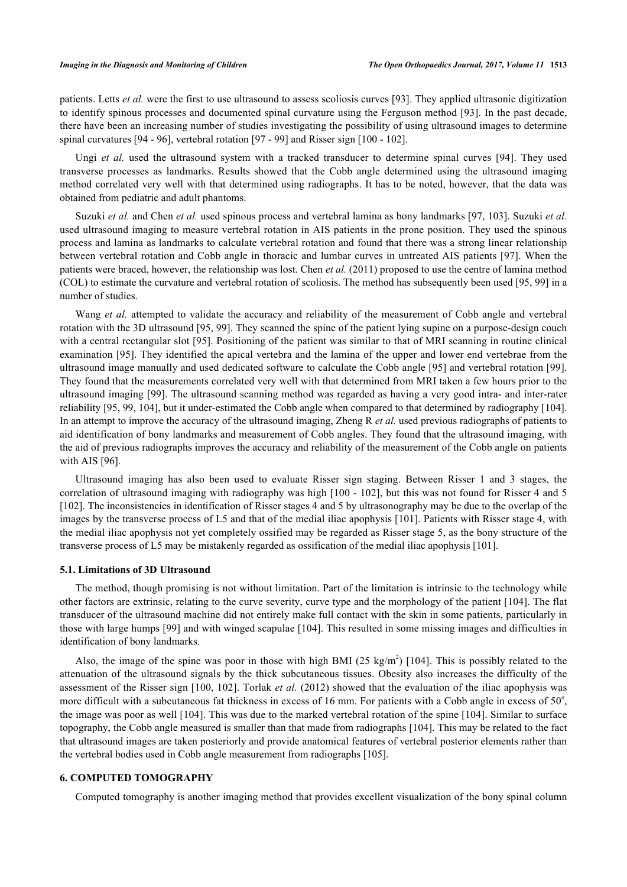patients. Letts *et al.* were the first to use ultrasound to assess scoliosis curves [93]. They applied ultrasonic digitization to identify spinous processes and documented spinal curvature using the Ferguson method [93]. In the past decade, there have been an increasing number of studies investigating the possibility of using ultrasound images to determine spinal curvatures [94 - 96], vertebral rotation [97 - 99] and Risser sign [100 - 102].

Ungi *et al.* used the ultrasound system with a tracked transducer to determine spinal curves [94]. They used transverse processes as landmarks. Results showed that the Cobb angle determined using the ultrasound imaging method correlated very well with that determined using radiographs. It has to be noted, however, that the data was obtained from pediatric and adult phantoms.

Suzuki *et al.* and Chen *et al.* used spinous process and vertebral lamina as bony landmarks [97, 103]. Suzuki *et al.* used ultrasound imaging to measure vertebral rotation in AIS patients in the prone position. They used the spinous process and lamina as landmarks to calculate vertebral rotation and found that there was a strong linear relationship between vertebral rotation and Cobb angle in thoracic and lumbar curves in untreated AIS patients [97]. When the patients were braced, however, the relationship was lost. Chen *et al.* (2011) proposed to use the centre of lamina method (COL) to estimate the curvature and vertebral rotation of scoliosis. The method has subsequently been used [95, 99] in a number of studies.

Wang *et al.* attempted to validate the accuracy and reliability of the measurement of Cobb angle and vertebral rotation with the 3D ultrasound [95, 99]. They scanned the spine of the patient lying supine on a purpose-design couch with a central rectangular slot [95]. Positioning of the patient was similar to that of MRI scanning in routine clinical examination [95]. They identified the apical vertebra and the lamina of the upper and lower end vertebrae from the ultrasound image manually and used dedicated software to calculate the Cobb angle [95] and vertebral rotation [99]. They found that the measurements correlated very well with that determined from MRI taken a few hours prior to the ultrasound imaging [99]. The ultrasound scanning method was regarded as having a very good intra- and inter-rater reliability [95, 99, 104], but it under-estimated the Cobb angle when compared to that determined by radiography [104]. In an attempt to improve the accuracy of the ultrasound imaging, Zheng R *et al.* used previous radiographs of patients to aid identification of bony landmarks and measurement of Cobb angles. They found that the ultrasound imaging, with the aid of previous radiographs improves the accuracy and reliability of the measurement of the Cobb angle on patients with AIS [96].

Ultrasound imaging has also been used to evaluate Risser sign staging. Between Risser 1 and 3 stages, the correlation of ultrasound imaging with radiography was high [100 - 102], but this was not found for Risser 4 and 5 [102]. The inconsistencies in identification of Risser stages 4 and 5 by ultrasonography may be due to the overlap of the images by the transverse process of L5 and that of the medial iliac apophysis [101]. Patients with Risser stage 4, with the medial iliac apophysis not yet completely ossified may be regarded as Risser stage 5, as the bony structure of the transverse process of L5 may be mistakenly regarded as ossification of the medial iliac apophysis [101].

### 5.1. Limitations of 3D Ultrasound

The method, though promising is not without limitation. Part of the limitation is intrinsic to the technology while other factors are extrinsic, relating to the curve severity, curve type and the morphology of the patient [104]. The flat transducer of the ultrasound machine did not entirely make full contact with the skin in some patients, particularly in those with large humps [99] and with winged scapulae [104]. This resulted in some missing images and difficulties in identification of bony landmarks.

Also, the image of the spine was poor in those with high BMI (25 kg/m$^2$) [104]. This is possibly related to the attenuation of the ultrasound signals by the thick subcutaneous tissues. Obesity also increases the difficulty of the assessment of the Risser sign [100, 102]. Torlak *et al.* (2012) showed that the evaluation of the iliac apophysis was more difficult with a subcutaneous fat thickness in excess of 16 mm. For patients with a Cobb angle in excess of 50°, the image was poor as well [104]. This was due to the marked vertebral rotation of the spine [104]. Similar to surface topography, the Cobb angle measured is smaller than that made from radiographs [104]. This may be related to the fact that ultrasound images are taken posteriorly and provide anatomical features of vertebral posterior elements rather than the vertebral bodies used in Cobb angle measurement from radiographs [105].

## 6. COMPUTED TOMOGRAPHY

Computed tomography is another imaging method that provides excellent visualization of the bony spinal column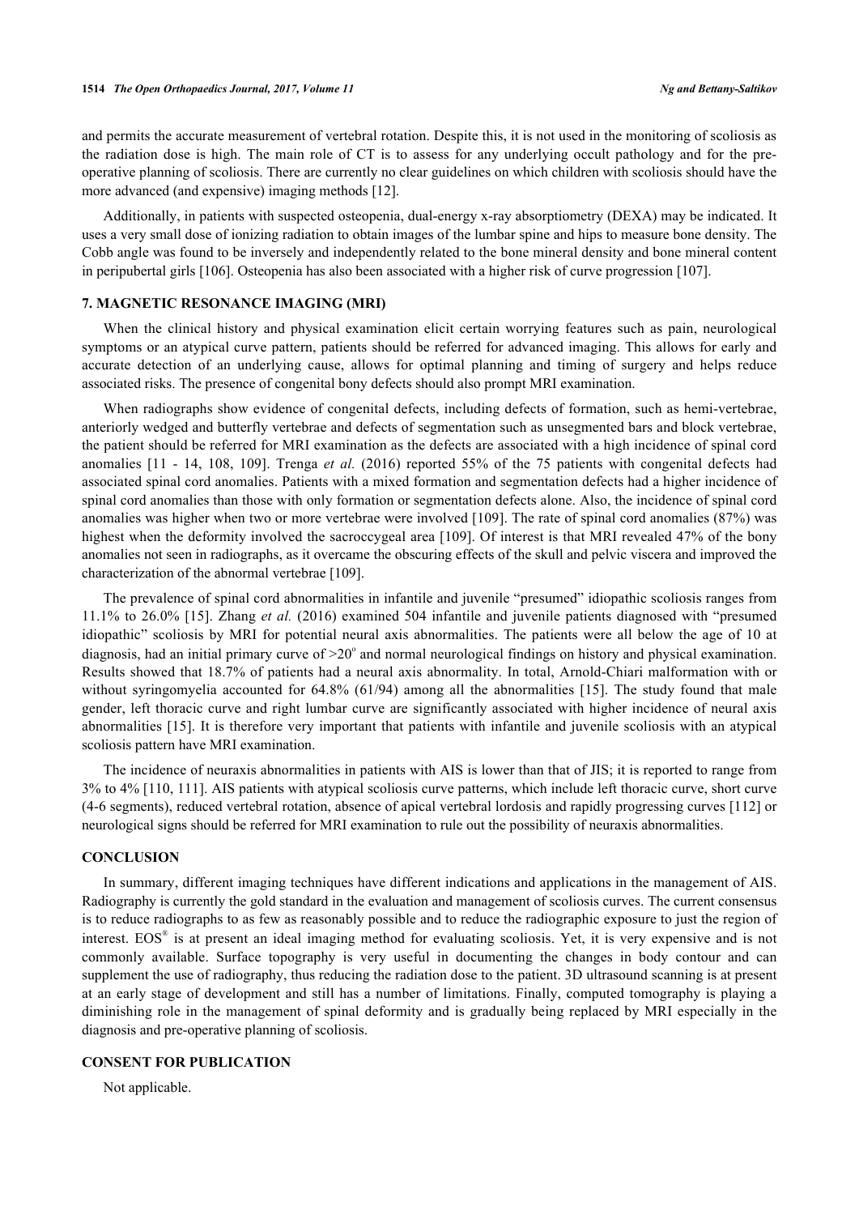and permits the accurate measurement of vertebral rotation. Despite this, it is not used in the monitoring of scoliosis as the radiation dose is high. The main role of CT is to assess for any underlying occult pathology and for the pre-operative planning of scoliosis. There are currently no clear guidelines on which children with scoliosis should have the more advanced (and expensive) imaging methods [12].

Additionally, in patients with suspected osteopenia, dual-energy x-ray absorptiometry (DEXA) may be indicated. It uses a very small dose of ionizing radiation to obtain images of the lumbar spine and hips to measure bone density. The Cobb angle was found to be inversely and independently related to the bone mineral density and bone mineral content in peripubertal girls [106]. Osteopenia has also been associated with a higher risk of curve progression [107].

## 7. MAGNETIC RESONANCE IMAGING (MRI)

When the clinical history and physical examination elicit certain worrying features such as pain, neurological symptoms or an atypical curve pattern, patients should be referred for advanced imaging. This allows for early and accurate detection of an underlying cause, allows for optimal planning and timing of surgery and helps reduce associated risks. The presence of congenital bony defects should also prompt MRI examination.

When radiographs show evidence of congenital defects, including defects of formation, such as hemi-vertebrae, anteriorly wedged and butterfly vertebrae and defects of segmentation such as unsegmented bars and block vertebrae, the patient should be referred for MRI examination as the defects are associated with a high incidence of spinal cord anomalies [11 - 14, 108, 109]. Trenga *et al.* (2016) reported 55% of the 75 patients with congenital defects had associated spinal cord anomalies. Patients with a mixed formation and segmentation defects had a higher incidence of spinal cord anomalies than those with only formation or segmentation defects alone. Also, the incidence of spinal cord anomalies was higher when two or more vertebrae were involved [109]. The rate of spinal cord anomalies (87%) was highest when the deformity involved the sacroccygeal area [109]. Of interest is that MRI revealed 47% of the bony anomalies not seen in radiographs, as it overcame the obscuring effects of the skull and pelvic viscera and improved the characterization of the abnormal vertebrae [109].

The prevalence of spinal cord abnormalities in infantile and juvenile "presumed" idiopathic scoliosis ranges from 11.1% to 26.0% [15]. Zhang *et al.* (2016) examined 504 infantile and juvenile patients diagnosed with "presumed idiopathic" scoliosis by MRI for potential neural axis abnormalities. The patients were all below the age of 10 at diagnosis, had an initial primary curve of >20° and normal neurological findings on history and physical examination. Results showed that 18.7% of patients had a neural axis abnormality. In total, Arnold-Chiari malformation with or without syringomyelia accounted for 64.8% (61/94) among all the abnormalities [15]. The study found that male gender, left thoracic curve and right lumbar curve are significantly associated with higher incidence of neural axis abnormalities [15]. It is therefore very important that patients with infantile and juvenile scoliosis with an atypical scoliosis pattern have MRI examination.

The incidence of neuraxis abnormalities in patients with AIS is lower than that of JIS; it is reported to range from 3% to 4% [110, 111]. AIS patients with atypical scoliosis curve patterns, which include left thoracic curve, short curve (4-6 segments), reduced vertebral rotation, absence of apical vertebral lordosis and rapidly progressing curves [112] or neurological signs should be referred for MRI examination to rule out the possibility of neuraxis abnormalities.

## CONCLUSION

In summary, different imaging techniques have different indications and applications in the management of AIS. Radiography is currently the gold standard in the evaluation and management of scoliosis curves. The current consensus is to reduce radiographs to as few as reasonably possible and to reduce the radiographic exposure to just the region of interest. EOS® is at present an ideal imaging method for evaluating scoliosis. Yet, it is very expensive and is not commonly available. Surface topography is very useful in documenting the changes in body contour and can supplement the use of radiography, thus reducing the radiation dose to the patient. 3D ultrasound scanning is at present at an early stage of development and still has a number of limitations. Finally, computed tomography is playing a diminishing role in the management of spinal deformity and is gradually being replaced by MRI especially in the diagnosis and pre-operative planning of scoliosis.

## CONSENT FOR PUBLICATION

Not applicable.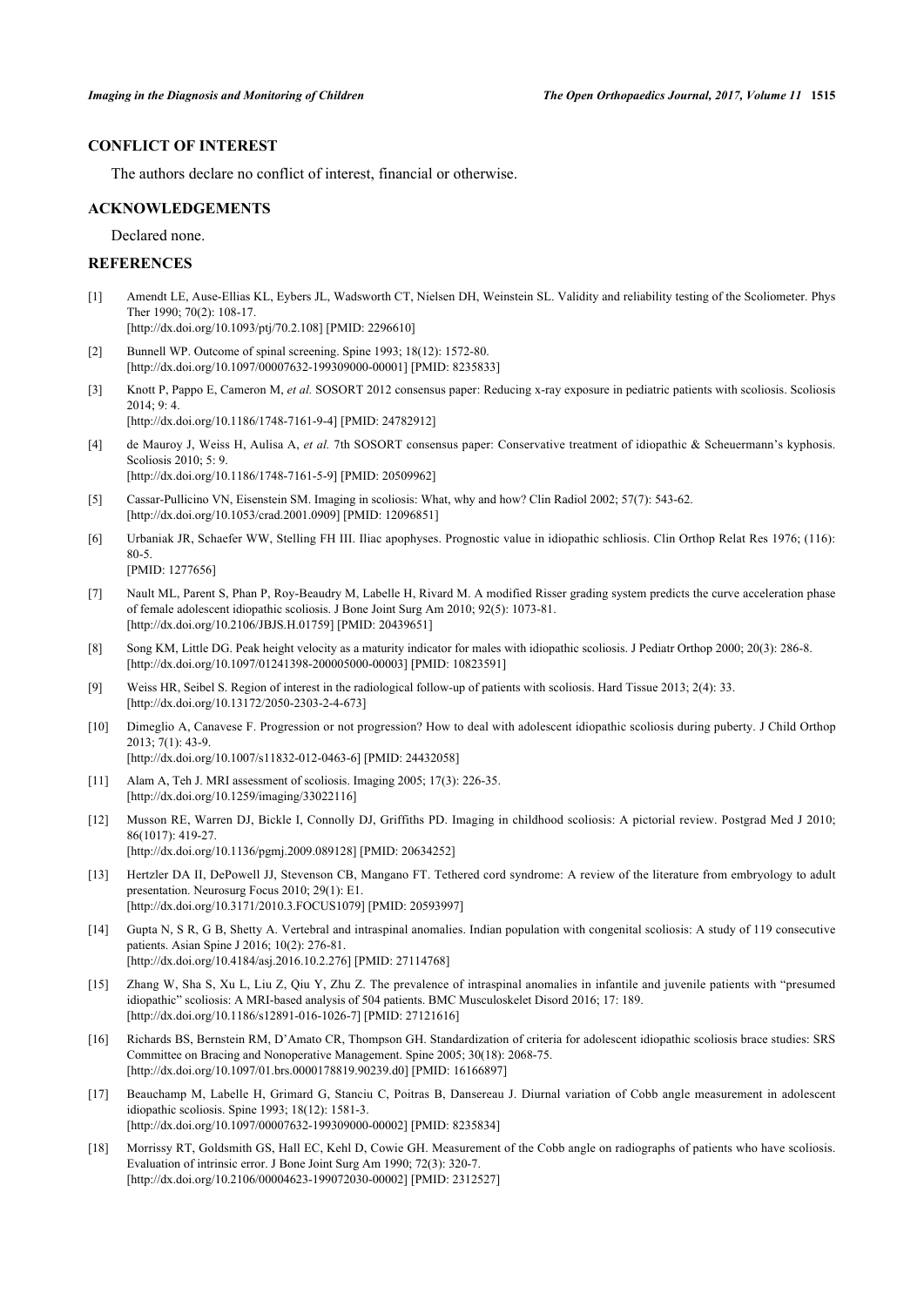## CONFLICT OF INTEREST

The authors declare no conflict of interest, financial or otherwise.

## ACKNOWLEDGEMENTS

Declared none.

## REFERENCES

[1] Amendt LE, Ause-Ellias KL, Eybers JL, Wadsworth CT, Nielsen DH, Weinstein SL. Validity and reliability testing of the Scoliometer. Phys Ther 1990; 70(2): 108-17.
[http://dx.doi.org/10.1093/ptj/70.2.108] [PMID: 2296610]

[2] Bunnell WP. Outcome of spinal screening. Spine 1993; 18(12): 1572-80.
[http://dx.doi.org/10.1097/00007632-199309000-00001] [PMID: 8235833]

[3] Knott P, Pappo E, Cameron M, *et al.* SOSORT 2012 consensus paper: Reducing x-ray exposure in pediatric patients with scoliosis. Scoliosis 2014; 9: 4.
[http://dx.doi.org/10.1186/1748-7161-9-4] [PMID: 24782912]

[4] de Mauroy J, Weiss H, Aulisa A, *et al.* 7th SOSORT consensus paper: Conservative treatment of idiopathic & Scheuermann's kyphosis. Scoliosis 2010; 5: 9.
[http://dx.doi.org/10.1186/1748-7161-5-9] [PMID: 20509962]

[5] Cassar-Pullicino VN, Eisenstein SM. Imaging in scoliosis: What, why and how? Clin Radiol 2002; 57(7): 543-62.
[http://dx.doi.org/10.1053/crad.2001.0909] [PMID: 12096851]

[6] Urbaniak JR, Schaefer WW, Stelling FH III. Iliac apophyses. Prognostic value in idiopathic schliosis. Clin Orthop Relat Res 1976; (116): 80-5.
[PMID: 1277656]

[7] Nault ML, Parent S, Phan P, Roy-Beaudry M, Labelle H, Rivard M. A modified Risser grading system predicts the curve acceleration phase of female adolescent idiopathic scoliosis. J Bone Joint Surg Am 2010; 92(5): 1073-81.
[http://dx.doi.org/10.2106/JBJS.H.01759] [PMID: 20439651]

[8] Song KM, Little DG. Peak height velocity as a maturity indicator for males with idiopathic scoliosis. J Pediatr Orthop 2000; 20(3): 286-8.
[http://dx.doi.org/10.1097/01241398-200005000-00003] [PMID: 10823591]

[9] Weiss HR, Seibel S. Region of interest in the radiological follow-up of patients with scoliosis. Hard Tissue 2013; 2(4): 33.
[http://dx.doi.org/10.13172/2050-2303-2-4-673]

[10] Dimeglio A, Canavese F. Progression or not progression? How to deal with adolescent idiopathic scoliosis during puberty. J Child Orthop 2013; 7(1): 43-9.
[http://dx.doi.org/10.1007/s11832-012-0463-6] [PMID: 24432058]

[11] Alam A, Teh J. MRI assessment of scoliosis. Imaging 2005; 17(3): 226-35.
[http://dx.doi.org/10.1259/imaging/33022116]

[12] Musson RE, Warren DJ, Bickle I, Connolly DJ, Griffiths PD. Imaging in childhood scoliosis: A pictorial review. Postgrad Med J 2010; 86(1017): 419-27.
[http://dx.doi.org/10.1136/pgmj.2009.089128] [PMID: 20634252]

[13] Hertzler DA II, DePowell JJ, Stevenson CB, Mangano FT. Tethered cord syndrome: A review of the literature from embryology to adult presentation. Neurosurg Focus 2010; 29(1): E1.
[http://dx.doi.org/10.3171/2010.3.FOCUS1079] [PMID: 20593997]

[14] Gupta N, S R, G B, Shetty A. Vertebral and intraspinal anomalies. Indian population with congenital scoliosis: A study of 119 consecutive patients. Asian Spine J 2016; 10(2): 276-81.
[http://dx.doi.org/10.4184/asj.2016.10.2.276] [PMID: 27114768]

[15] Zhang W, Sha S, Xu L, Liu Z, Qiu Y, Zhu Z. The prevalence of intraspinal anomalies in infantile and juvenile patients with "presumed idiopathic" scoliosis: A MRI-based analysis of 504 patients. BMC Musculoskelet Disord 2016; 17: 189.
[http://dx.doi.org/10.1186/s12891-016-1026-7] [PMID: 27121616]

[16] Richards BS, Bernstein RM, D'Amato CR, Thompson GH. Standardization of criteria for adolescent idiopathic scoliosis brace studies: SRS Committee on Bracing and Nonoperative Management. Spine 2005; 30(18): 2068-75.
[http://dx.doi.org/10.1097/01.brs.0000178819.90239.d0] [PMID: 16166897]

[17] Beauchamp M, Labelle H, Grimard G, Stanciu C, Poitras B, Dansereau J. Diurnal variation of Cobb angle measurement in adolescent idiopathic scoliosis. Spine 1993; 18(12): 1581-3.
[http://dx.doi.org/10.1097/00007632-199309000-00002] [PMID: 8235834]

[18] Morrissy RT, Goldsmith GS, Hall EC, Kehl D, Cowie GH. Measurement of the Cobb angle on radiographs of patients who have scoliosis. Evaluation of intrinsic error. J Bone Joint Surg Am 1990; 72(3): 320-7.
[http://dx.doi.org/10.2106/00004623-199072030-00002] [PMID: 2312527]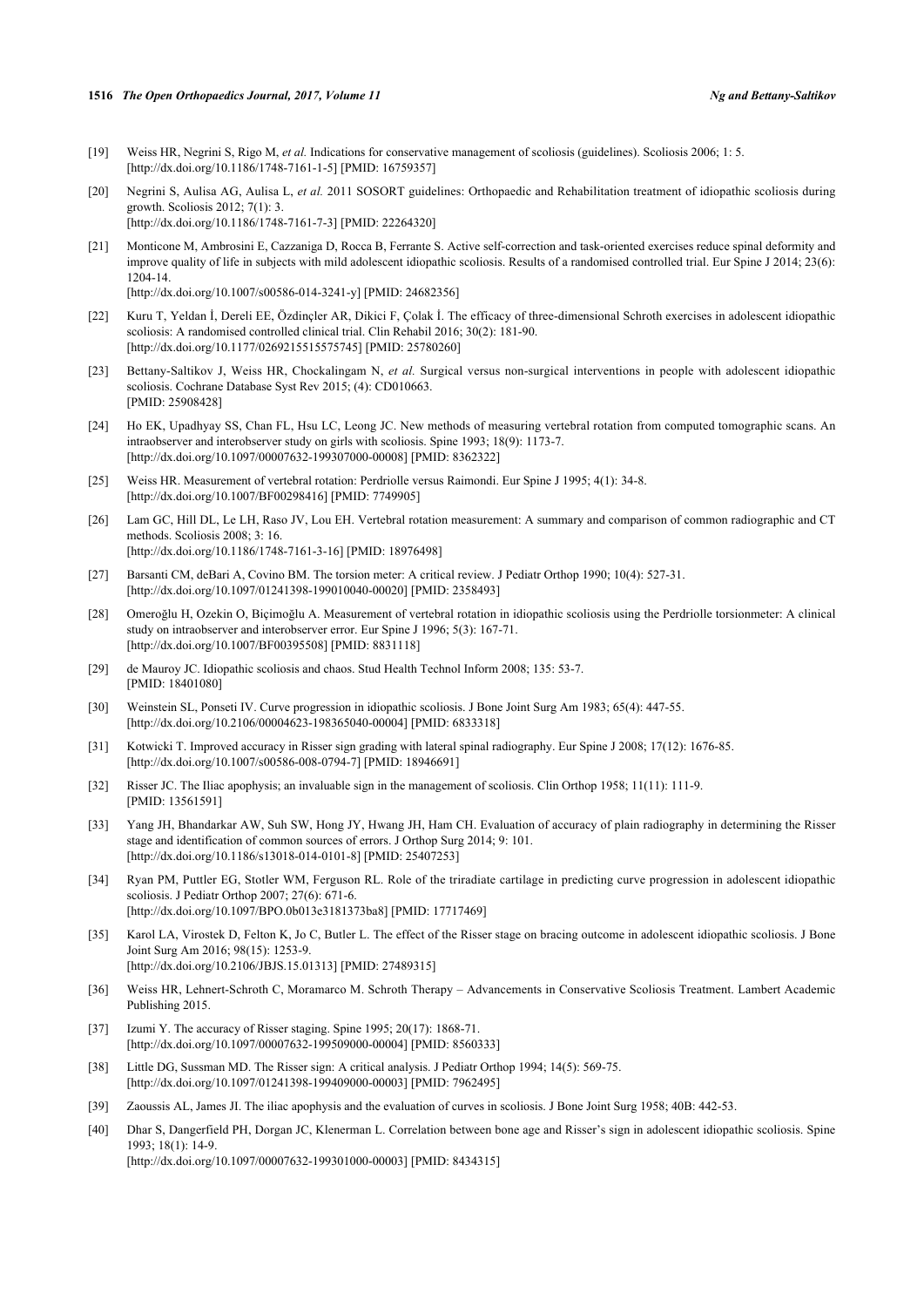[19] Weiss HR, Negrini S, Rigo M, *et al.* Indications for conservative management of scoliosis (guidelines). Scoliosis 2006; 1: 5. [http://dx.doi.org/10.1186/1748-7161-1-5] [PMID: 16759357]

[20] Negrini S, Aulisa AG, Aulisa L, *et al.* 2011 SOSORT guidelines: Orthopaedic and Rehabilitation treatment of idiopathic scoliosis during growth. Scoliosis 2012; 7(1): 3. [http://dx.doi.org/10.1186/1748-7161-7-3] [PMID: 22264320]

[21] Monticone M, Ambrosini E, Cazzaniga D, Rocca B, Ferrante S. Active self-correction and task-oriented exercises reduce spinal deformity and improve quality of life in subjects with mild adolescent idiopathic scoliosis. Results of a randomised controlled trial. Eur Spine J 2014; 23(6): 1204-14. [http://dx.doi.org/10.1007/s00586-014-3241-y] [PMID: 24682356]

[22] Kuru T, Yeldan İ, Dereli EE, Özdinçler AR, Dikici F, Çolak İ. The efficacy of three-dimensional Schroth exercises in adolescent idiopathic scoliosis: A randomised controlled clinical trial. Clin Rehabil 2016; 30(2): 181-90. [http://dx.doi.org/10.1177/0269215515575745] [PMID: 25780260]

[23] Bettany-Saltikov J, Weiss HR, Chockalingam N, *et al.* Surgical versus non-surgical interventions in people with adolescent idiopathic scoliosis. Cochrane Database Syst Rev 2015; (4): CD010663. [PMID: 25908428]

[24] Ho EK, Upadhyay SS, Chan FL, Hsu LC, Leong JC. New methods of measuring vertebral rotation from computed tomographic scans. An intraobserver and interobserver study on girls with scoliosis. Spine 1993; 18(9): 1173-7. [http://dx.doi.org/10.1097/00007632-199307000-00008] [PMID: 8362322]

[25] Weiss HR. Measurement of vertebral rotation: Perdriolle versus Raimondi. Eur Spine J 1995; 4(1): 34-8. [http://dx.doi.org/10.1007/BF00298416] [PMID: 7749905]

[26] Lam GC, Hill DL, Le LH, Raso JV, Lou EH. Vertebral rotation measurement: A summary and comparison of common radiographic and CT methods. Scoliosis 2008; 3: 16. [http://dx.doi.org/10.1186/1748-7161-3-16] [PMID: 18976498]

[27] Barsanti CM, deBari A, Covino BM. The torsion meter: A critical review. J Pediatr Orthop 1990; 10(4): 527-31. [http://dx.doi.org/10.1097/01241398-199010040-00020] [PMID: 2358493]

[28] Omeroğlu H, Ozekin O, Biçimoğlu A. Measurement of vertebral rotation in idiopathic scoliosis using the Perdriolle torsionmeter: A clinical study on intraobserver and interobserver error. Eur Spine J 1996; 5(3): 167-71. [http://dx.doi.org/10.1007/BF00395508] [PMID: 8831118]

[29] de Mauroy JC. Idiopathic scoliosis and chaos. Stud Health Technol Inform 2008; 135: 53-7. [PMID: 18401080]

[30] Weinstein SL, Ponseti IV. Curve progression in idiopathic scoliosis. J Bone Joint Surg Am 1983; 65(4): 447-55. [http://dx.doi.org/10.2106/00004623-198365040-00004] [PMID: 6833318]

[31] Kotwicki T. Improved accuracy in Risser sign grading with lateral spinal radiography. Eur Spine J 2008; 17(12): 1676-85. [http://dx.doi.org/10.1007/s00586-008-0794-7] [PMID: 18946691]

[32] Risser JC. The Iliac apophysis; an invaluable sign in the management of scoliosis. Clin Orthop 1958; 11(11): 111-9. [PMID: 13561591]

[33] Yang JH, Bhandarkar AW, Suh SW, Hong JY, Hwang JH, Ham CH. Evaluation of accuracy of plain radiography in determining the Risser stage and identification of common sources of errors. J Orthop Surg 2014; 9: 101. [http://dx.doi.org/10.1186/s13018-014-0101-8] [PMID: 25407253]

[34] Ryan PM, Puttler EG, Stotler WM, Ferguson RL. Role of the triradiate cartilage in predicting curve progression in adolescent idiopathic scoliosis. J Pediatr Orthop 2007; 27(6): 671-6. [http://dx.doi.org/10.1097/BPO.0b013e3181373ba8] [PMID: 17717469]

[35] Karol LA, Virostek D, Felton K, Jo C, Butler L. The effect of the Risser stage on bracing outcome in adolescent idiopathic scoliosis. J Bone Joint Surg Am 2016; 98(15): 1253-9. [http://dx.doi.org/10.2106/JBJS.15.01313] [PMID: 27489315]

[36] Weiss HR, Lehnert-Schroth C, Moramarco M. Schroth Therapy – Advancements in Conservative Scoliosis Treatment. Lambert Academic Publishing 2015.

[37] Izumi Y. The accuracy of Risser staging. Spine 1995; 20(17): 1868-71. [http://dx.doi.org/10.1097/00007632-199509000-00004] [PMID: 8560333]

[38] Little DG, Sussman MD. The Risser sign: A critical analysis. J Pediatr Orthop 1994; 14(5): 569-75. [http://dx.doi.org/10.1097/01241398-199409000-00003] [PMID: 7962495]

[39] Zaoussis AL, James JI. The iliac apophysis and the evaluation of curves in scoliosis. J Bone Joint Surg 1958; 40B: 442-53.

[40] Dhar S, Dangerfield PH, Dorgan JC, Klenerman L. Correlation between bone age and Risser's sign in adolescent idiopathic scoliosis. Spine 1993; 18(1): 14-9. [http://dx.doi.org/10.1097/00007632-199301000-00003] [PMID: 8434315]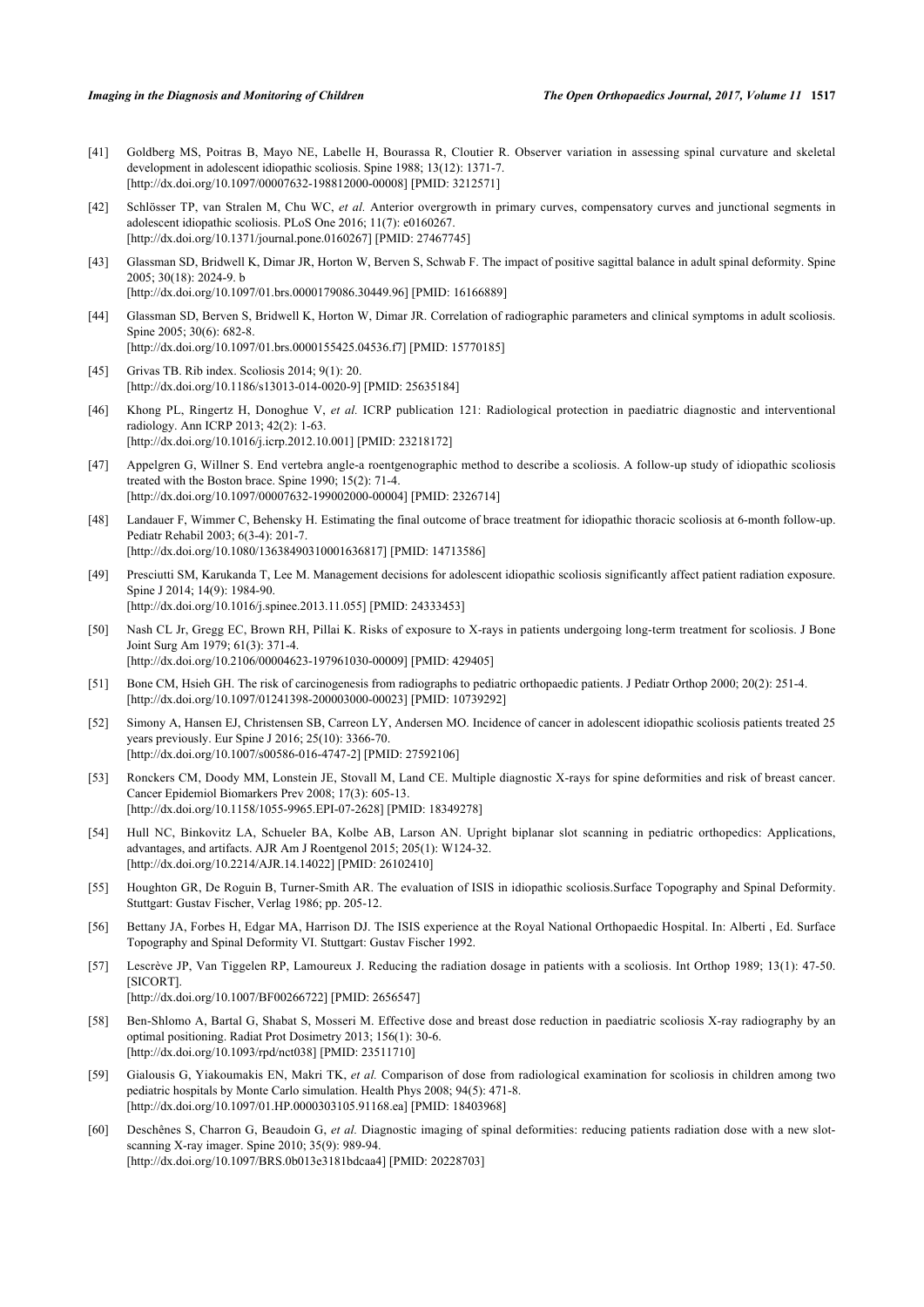[41] Goldberg MS, Poitras B, Mayo NE, Labelle H, Bourassa R, Cloutier R. Observer variation in assessing spinal curvature and skeletal development in adolescent idiopathic scoliosis. Spine 1988; 13(12): 1371-7. [http://dx.doi.org/10.1097/00007632-198812000-00008] [PMID: 3212571]

[42] Schlösser TP, van Stralen M, Chu WC, *et al.* Anterior overgrowth in primary curves, compensatory curves and junctional segments in adolescent idiopathic scoliosis. PLoS One 2016; 11(7): e0160267. [http://dx.doi.org/10.1371/journal.pone.0160267] [PMID: 27467745]

[43] Glassman SD, Bridwell K, Dimar JR, Horton W, Berven S, Schwab F. The impact of positive sagittal balance in adult spinal deformity. Spine 2005; 30(18): 2024-9. b [http://dx.doi.org/10.1097/01.brs.0000179086.30449.96] [PMID: 16166889]

[44] Glassman SD, Berven S, Bridwell K, Horton W, Dimar JR. Correlation of radiographic parameters and clinical symptoms in adult scoliosis. Spine 2005; 30(6): 682-8. [http://dx.doi.org/10.1097/01.brs.0000155425.04536.f7] [PMID: 15770185]

[45] Grivas TB. Rib index. Scoliosis 2014; 9(1): 20. [http://dx.doi.org/10.1186/s13013-014-0020-9] [PMID: 25635184]

[46] Khong PL, Ringertz H, Donoghue V, *et al.* ICRP publication 121: Radiological protection in paediatric diagnostic and interventional radiology. Ann ICRP 2013; 42(2): 1-63. [http://dx.doi.org/10.1016/j.icrp.2012.10.001] [PMID: 23218172]

[47] Appelgren G, Willner S. End vertebra angle-a roentgenographic method to describe a scoliosis. A follow-up study of idiopathic scoliosis treated with the Boston brace. Spine 1990; 15(2): 71-4. [http://dx.doi.org/10.1097/00007632-199002000-00004] [PMID: 2326714]

[48] Landauer F, Wimmer C, Behensky H. Estimating the final outcome of brace treatment for idiopathic thoracic scoliosis at 6-month follow-up. Pediatr Rehabil 2003; 6(3-4): 201-7. [http://dx.doi.org/10.1080/13638490310001636817] [PMID: 14713586]

[49] Presciutti SM, Karukanda T, Lee M. Management decisions for adolescent idiopathic scoliosis significantly affect patient radiation exposure. Spine J 2014; 14(9): 1984-90. [http://dx.doi.org/10.1016/j.spinee.2013.11.055] [PMID: 24333453]

[50] Nash CL Jr, Gregg EC, Brown RH, Pillai K. Risks of exposure to X-rays in patients undergoing long-term treatment for scoliosis. J Bone Joint Surg Am 1979; 61(3): 371-4. [http://dx.doi.org/10.2106/00004623-197961030-00009] [PMID: 429405]

[51] Bone CM, Hsieh GH. The risk of carcinogenesis from radiographs to pediatric orthopaedic patients. J Pediatr Orthop 2000; 20(2): 251-4. [http://dx.doi.org/10.1097/01241398-200003000-00023] [PMID: 10739292]

[52] Simony A, Hansen EJ, Christensen SB, Carreon LY, Andersen MO. Incidence of cancer in adolescent idiopathic scoliosis patients treated 25 years previously. Eur Spine J 2016; 25(10): 3366-70. [http://dx.doi.org/10.1007/s00586-016-4747-2] [PMID: 27592106]

[53] Ronckers CM, Doody MM, Lonstein JE, Stovall M, Land CE. Multiple diagnostic X-rays for spine deformities and risk of breast cancer. Cancer Epidemiol Biomarkers Prev 2008; 17(3): 605-13. [http://dx.doi.org/10.1158/1055-9965.EPI-07-2628] [PMID: 18349278]

[54] Hull NC, Binkovitz LA, Schueler BA, Kolbe AB, Larson AN. Upright biplanar slot scanning in pediatric orthopedics: Applications, advantages, and artifacts. AJR Am J Roentgenol 2015; 205(1): W124-32. [http://dx.doi.org/10.2214/AJR.14.14022] [PMID: 26102410]

[55] Houghton GR, De Roguin B, Turner-Smith AR. The evaluation of ISIS in idiopathic scoliosis.Surface Topography and Spinal Deformity. Stuttgart: Gustav Fischer, Verlag 1986; pp. 205-12.

[56] Bettany JA, Forbes H, Edgar MA, Harrison DJ. The ISIS experience at the Royal National Orthopaedic Hospital. In: Alberti , Ed. Surface Topography and Spinal Deformity VI. Stuttgart: Gustav Fischer 1992.

[57] Lescrève JP, Van Tiggelen RP, Lamoureux J. Reducing the radiation dosage in patients with a scoliosis. Int Orthop 1989; 13(1): 47-50. [SICORT]. [http://dx.doi.org/10.1007/BF00266722] [PMID: 2656547]

[58] Ben-Shlomo A, Bartal G, Shabat S, Mosseri M. Effective dose and breast dose reduction in paediatric scoliosis X-ray radiography by an optimal positioning. Radiat Prot Dosimetry 2013; 156(1): 30-6. [http://dx.doi.org/10.1093/rpd/nct038] [PMID: 23511710]

[59] Gialousis G, Yiakoumakis EN, Makri TK, *et al.* Comparison of dose from radiological examination for scoliosis in children among two pediatric hospitals by Monte Carlo simulation. Health Phys 2008; 94(5): 471-8. [http://dx.doi.org/10.1097/01.HP.0000303105.91168.ea] [PMID: 18403968]

[60] Deschênes S, Charron G, Beaudoin G, *et al.* Diagnostic imaging of spinal deformities: reducing patients radiation dose with a new slot-scanning X-ray imager. Spine 2010; 35(9): 989-94. [http://dx.doi.org/10.1097/BRS.0b013e3181bdcaa4] [PMID: 20228703]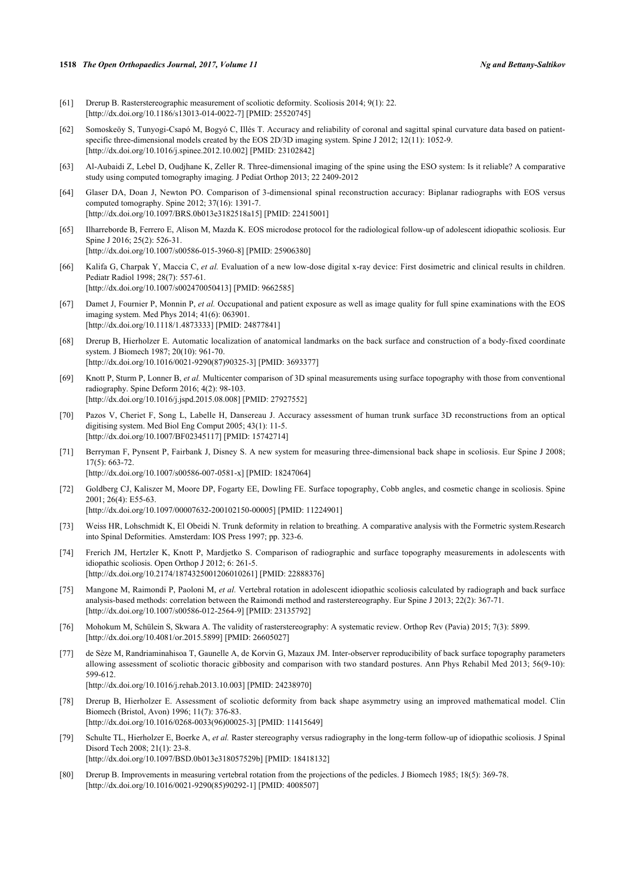[61] Drerup B. Rasterstereographic measurement of scoliotic deformity. Scoliosis 2014; 9(1): 22.
[http://dx.doi.org/10.1186/s13013-014-0022-7] [PMID: 25520745]

[62] Somoskeöy S, Tunyogi-Csapó M, Bogyó C, Illés T. Accuracy and reliability of coronal and sagittal spinal curvature data based on patient-specific three-dimensional models created by the EOS 2D/3D imaging system. Spine J 2012; 12(11): 1052-9.
[http://dx.doi.org/10.1016/j.spinee.2012.10.002] [PMID: 23102842]

[63] Al-Aubaidi Z, Lebel D, Oudjhane K, Zeller R. Three-dimensional imaging of the spine using the ESO system: Is it reliable? A comparative study using computed tomography imaging. J Pediat Orthop 2013; 22 2409-2012

[64] Glaser DA, Doan J, Newton PO. Comparison of 3-dimensional spinal reconstruction accuracy: Biplanar radiographs with EOS versus computed tomography. Spine 2012; 37(16): 1391-7.
[http://dx.doi.org/10.1097/BRS.0b013e3182518a15] [PMID: 22415001]

[65] Ilharreborde B, Ferrero E, Alison M, Mazda K. EOS microdose protocol for the radiological follow-up of adolescent idiopathic scoliosis. Eur Spine J 2016; 25(2): 526-31.
[http://dx.doi.org/10.1007/s00586-015-3960-8] [PMID: 25906380]

[66] Kalifa G, Charpak Y, Maccia C, *et al.* Evaluation of a new low-dose digital x-ray device: First dosimetric and clinical results in children. Pediatr Radiol 1998; 28(7): 557-61.
[http://dx.doi.org/10.1007/s002470050413] [PMID: 9662585]

[67] Damet J, Fournier P, Monnin P, *et al.* Occupational and patient exposure as well as image quality for full spine examinations with the EOS imaging system. Med Phys 2014; 41(6): 063901.
[http://dx.doi.org/10.1118/1.4873333] [PMID: 24877841]

[68] Drerup B, Hierholzer E. Automatic localization of anatomical landmarks on the back surface and construction of a body-fixed coordinate system. J Biomech 1987; 20(10): 961-70.
[http://dx.doi.org/10.1016/0021-9290(87)90325-3] [PMID: 3693377]

[69] Knott P, Sturm P, Lonner B, *et al.* Multicenter comparison of 3D spinal measurements using surface topography with those from conventional radiography. Spine Deform 2016; 4(2): 98-103.
[http://dx.doi.org/10.1016/j.jspd.2015.08.008] [PMID: 27927552]

[70] Pazos V, Cheriet F, Song L, Labelle H, Dansereau J. Accuracy assessment of human trunk surface 3D reconstructions from an optical digitising system. Med Biol Eng Comput 2005; 43(1): 11-5.
[http://dx.doi.org/10.1007/BF02345117] [PMID: 15742714]

[71] Berryman F, Pynsent P, Fairbank J, Disney S. A new system for measuring three-dimensional back shape in scoliosis. Eur Spine J 2008; 17(5): 663-72.
[http://dx.doi.org/10.1007/s00586-007-0581-x] [PMID: 18247064]

[72] Goldberg CJ, Kaliszer M, Moore DP, Fogarty EE, Dowling FE. Surface topography, Cobb angles, and cosmetic change in scoliosis. Spine 2001; 26(4): E55-63.
[http://dx.doi.org/10.1097/00007632-200102150-00005] [PMID: 11224901]

[73] Weiss HR, Lohschmidt K, El Obeidi N. Trunk deformity in relation to breathing. A comparative analysis with the Formetric system.Research into Spinal Deformities. Amsterdam: IOS Press 1997; pp. 323-6.

[74] Frerich JM, Hertzler K, Knott P, Mardjetko S. Comparison of radiographic and surface topography measurements in adolescents with idiopathic scoliosis. Open Orthop J 2012; 6: 261-5.
[http://dx.doi.org/10.2174/1874325001206010261] [PMID: 22888376]

[75] Mangone M, Raimondi P, Paoloni M, *et al.* Vertebral rotation in adolescent idiopathic scoliosis calculated by radiograph and back surface analysis-based methods: correlation between the Raimondi method and rasterstereography. Eur Spine J 2013; 22(2): 367-71.
[http://dx.doi.org/10.1007/s00586-012-2564-9] [PMID: 23135792]

[76] Mohokum M, Schülein S, Skwara A. The validity of rasterstereography: A systematic review. Orthop Rev (Pavia) 2015; 7(3): 5899.
[http://dx.doi.org/10.4081/or.2015.5899] [PMID: 26605027]

[77] de Sèze M, Randriaminahisoa T, Gaunelle A, de Korvin G, Mazaux JM. Inter-observer reproducibility of back surface topography parameters allowing assessment of scoliotic thoracic gibbosity and comparison with two standard postures. Ann Phys Rehabil Med 2013; 56(9-10): 599-612.
[http://dx.doi.org/10.1016/j.rehab.2013.10.003] [PMID: 24238970]

[78] Drerup B, Hierholzer E. Assessment of scoliotic deformity from back shape asymmetry using an improved mathematical model. Clin Biomech (Bristol, Avon) 1996; 11(7): 376-83.
[http://dx.doi.org/10.1016/0268-0033(96)00025-3] [PMID: 11415649]

[79] Schulte TL, Hierholzer E, Boerke A, *et al.* Raster stereography versus radiography in the long-term follow-up of idiopathic scoliosis. J Spinal Disord Tech 2008; 21(1): 23-8.
[http://dx.doi.org/10.1097/BSD.0b013e318057529b] [PMID: 18418132]

[80] Drerup B. Improvements in measuring vertebral rotation from the projections of the pedicles. J Biomech 1985; 18(5): 369-78.
[http://dx.doi.org/10.1016/0021-9290(85)90292-1] [PMID: 4008507]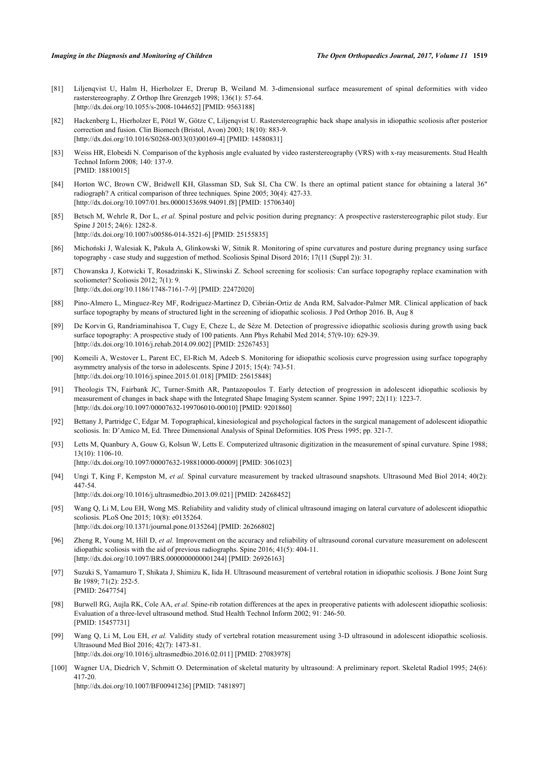[81] Liljenqvist U, Halm H, Hierholzer E, Drerup B, Weiland M. 3-dimensional surface measurement of spinal deformities with video rasterstereography. Z Orthop Ihre Grenzgeb 1998; 136(1): 57-64.
[http://dx.doi.org/10.1055/s-2008-1044652] [PMID: 9563188]

[82] Hackenberg L, Hierholzer E, Pötzl W, Götze C, Liljenqvist U. Rasterstereographic back shape analysis in idiopathic scoliosis after posterior correction and fusion. Clin Biomech (Bristol, Avon) 2003; 18(10): 883-9.
[http://dx.doi.org/10.1016/S0268-0033(03)00169-4] [PMID: 14580831]

[83] Weiss HR, Elobeidi N. Comparison of the kyphosis angle evaluated by video rasterstereography (VRS) with x-ray measurements. Stud Health Technol Inform 2008; 140: 137-9.
[PMID: 18810015]

[84] Horton WC, Brown CW, Bridwell KH, Glassman SD, Suk SI, Cha CW. Is there an optimal patient stance for obtaining a lateral 36" radiograph? A critical comparison of three techniques. Spine 2005; 30(4): 427-33.
[http://dx.doi.org/10.1097/01.brs.0000153698.94091.f8] [PMID: 15706340]

[85] Betsch M, Wehrle R, Dor L, *et al.* Spinal posture and pelvic position during pregnancy: A prospective rasterstereographic pilot study. Eur Spine J 2015; 24(6): 1282-8.
[http://dx.doi.org/10.1007/s00586-014-3521-6] [PMID: 25155835]

[86] Michoński J, Walesiak K, Pakuła A, Glinkowski W, Sitnik R. Monitoring of spine curvatures and posture during pregnancy using surface topography - case study and suggestion of method. Scoliosis Spinal Disord 2016; 17(11 (Suppl 2)): 31.

[87] Chowanska J, Kotwicki T, Rosadzinski K, Sliwinski Z. School screening for scoliosis: Can surface topography replace examination with scoliometer? Scoliosis 2012; 7(1): 9.
[http://dx.doi.org/10.1186/1748-7161-7-9] [PMID: 22472020]

[88] Pino-Almero L, Minguez-Rey MF, Rodriguez-Martinez D, Cibrián-Ortiz de Anda RM, Salvador-Palmer MR. Clinical application of back surface topography by means of structured light in the screening of idiopathic scoliosis. J Ped Orthop 2016. B, Aug 8

[89] De Korvin G, Randriaminahisoa T, Cugy E, Cheze L, de Sèze M. Detection of progressive idiopathic scoliosis during growth using back surface topography: A prospective study of 100 patients. Ann Phys Rehabil Med 2014; 57(9-10): 629-39.
[http://dx.doi.org/10.1016/j.rehab.2014.09.002] [PMID: 25267453]

[90] Komeili A, Westover L, Parent EC, El-Rich M, Adeeb S. Monitoring for idiopathic scoliosis curve progression using surface topography asymmetry analysis of the torso in adolescents. Spine J 2015; 15(4): 743-51.
[http://dx.doi.org/10.1016/j.spinee.2015.01.018] [PMID: 25615848]

[91] Theologis TN, Fairbank JC, Turner-Smith AR, Pantazopoulos T. Early detection of progression in adolescent idiopathic scoliosis by measurement of changes in back shape with the Integrated Shape Imaging System scanner. Spine 1997; 22(11): 1223-7.
[http://dx.doi.org/10.1097/00007632-199706010-00010] [PMID: 9201860]

[92] Bettany J, Partridge C, Edgar M. Topographical, kinesiological and psychological factors in the surgical management of adolescent idiopathic scoliosis. In: D'Amico M, Ed. Three Dimensional Analysis of Spinal Deformities. IOS Press 1995; pp. 321-7.

[93] Letts M, Quanbury A, Gouw G, Kolsun W, Letts E. Computerized ultrasonic digitization in the measurement of spinal curvature. Spine 1988; 13(10): 1106-10.
[http://dx.doi.org/10.1097/00007632-198810000-00009] [PMID: 3061023]

[94] Ungi T, King F, Kempston M, *et al.* Spinal curvature measurement by tracked ultrasound snapshots. Ultrasound Med Biol 2014; 40(2): 447-54.
[http://dx.doi.org/10.1016/j.ultrasmedbio.2013.09.021] [PMID: 24268452]

[95] Wang Q, Li M, Lou EH, Wong MS. Reliability and validity study of clinical ultrasound imaging on lateral curvature of adolescent idiopathic scoliosis. PLoS One 2015; 10(8): e0135264.
[http://dx.doi.org/10.1371/journal.pone.0135264] [PMID: 26266802]

[96] Zheng R, Young M, Hill D, *et al.* Improvement on the accuracy and reliability of ultrasound coronal curvature measurement on adolescent idiopathic scoliosis with the aid of previous radiographs. Spine 2016; 41(5): 404-11.
[http://dx.doi.org/10.1097/BRS.0000000000001244] [PMID: 26926163]

[97] Suzuki S, Yamamuro T, Shikata J, Shimizu K, Iida H. Ultrasound measurement of vertebral rotation in idiopathic scoliosis. J Bone Joint Surg Br 1989; 71(2): 252-5.
[PMID: 2647754]

[98] Burwell RG, Aujla RK, Cole AA, *et al.* Spine-rib rotation differences at the apex in preoperative patients with adolescent idiopathic scoliosis: Evaluation of a three-level ultrasound method. Stud Health Technol Inform 2002; 91: 246-50.
[PMID: 15457731]

[99] Wang Q, Li M, Lou EH, *et al.* Validity study of vertebral rotation measurement using 3-D ultrasound in adolescent idiopathic scoliosis. Ultrasound Med Biol 2016; 42(7): 1473-81.
[http://dx.doi.org/10.1016/j.ultrasmedbio.2016.02.011] [PMID: 27083978]

[100] Wagner UA, Diedrich V, Schmitt O. Determination of skeletal maturity by ultrasound: A preliminary report. Skeletal Radiol 1995; 24(6): 417-20.
[http://dx.doi.org/10.1007/BF00941236] [PMID: 7481897]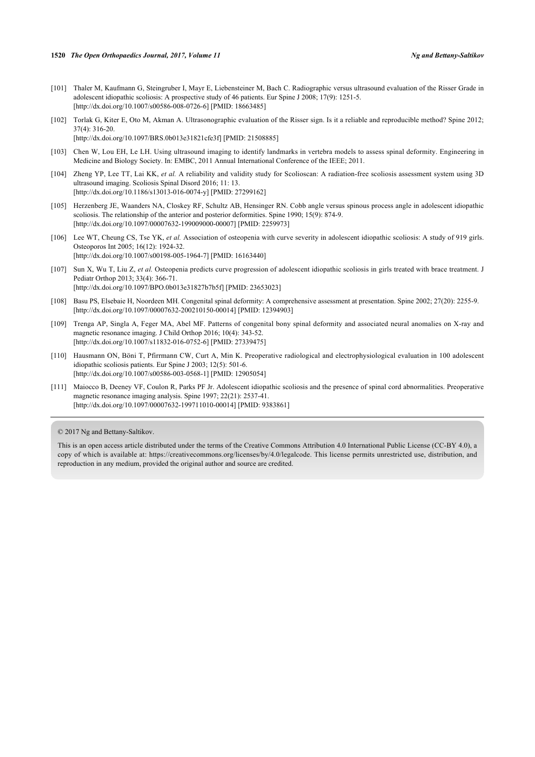[101] Thaler M, Kaufmann G, Steingruber I, Mayr E, Liebensteiner M, Bach C. Radiographic versus ultrasound evaluation of the Risser Grade in adolescent idiopathic scoliosis: A prospective study of 46 patients. Eur Spine J 2008; 17(9): 1251-5. [http://dx.doi.org/10.1007/s00586-008-0726-6] [PMID: 18663485]

[102] Torlak G, Kiter E, Oto M, Akman A. Ultrasonographic evaluation of the Risser sign. Is it a reliable and reproducible method? Spine 2012; 37(4): 316-20. [http://dx.doi.org/10.1097/BRS.0b013e31821cfe3f] [PMID: 21508885]

[103] Chen W, Lou EH, Le LH. Using ultrasound imaging to identify landmarks in vertebra models to assess spinal deformity. Engineering in Medicine and Biology Society. In: EMBC, 2011 Annual International Conference of the IEEE; 2011.

[104] Zheng YP, Lee TT, Lai KK, *et al.* A reliability and validity study for Scolioscan: A radiation-free scoliosis assessment system using 3D ultrasound imaging. Scoliosis Spinal Disord 2016; 11: 13. [http://dx.doi.org/10.1186/s13013-016-0074-y] [PMID: 27299162]

[105] Herzenberg JE, Waanders NA, Closkey RF, Schultz AB, Hensinger RN. Cobb angle versus spinous process angle in adolescent idiopathic scoliosis. The relationship of the anterior and posterior deformities. Spine 1990; 15(9): 874-9. [http://dx.doi.org/10.1097/00007632-199009000-00007] [PMID: 2259973]

[106] Lee WT, Cheung CS, Tse YK, *et al.* Association of osteopenia with curve severity in adolescent idiopathic scoliosis: A study of 919 girls. Osteoporos Int 2005; 16(12): 1924-32. [http://dx.doi.org/10.1007/s00198-005-1964-7] [PMID: 16163440]

[107] Sun X, Wu T, Liu Z, *et al.* Osteopenia predicts curve progression of adolescent idiopathic scoliosis in girls treated with brace treatment. J Pediatr Orthop 2013; 33(4): 366-71. [http://dx.doi.org/10.1097/BPO.0b013e31827b7b5f] [PMID: 23653023]

[108] Basu PS, Elsebaie H, Noordeen MH. Congenital spinal deformity: A comprehensive assessment at presentation. Spine 2002; 27(20): 2255-9. [http://dx.doi.org/10.1097/00007632-200210150-00014] [PMID: 12394903]

[109] Trenga AP, Singla A, Feger MA, Abel MF. Patterns of congenital bony spinal deformity and associated neural anomalies on X-ray and magnetic resonance imaging. J Child Orthop 2016; 10(4): 343-52. [http://dx.doi.org/10.1007/s11832-016-0752-6] [PMID: 27339475]

[110] Hausmann ON, Böni T, Pfirrmann CW, Curt A, Min K. Preoperative radiological and electrophysiological evaluation in 100 adolescent idiopathic scoliosis patients. Eur Spine J 2003; 12(5): 501-6. [http://dx.doi.org/10.1007/s00586-003-0568-1] [PMID: 12905054]

[111] Maiocco B, Deeney VF, Coulon R, Parks PF Jr. Adolescent idiopathic scoliosis and the presence of spinal cord abnormalities. Preoperative magnetic resonance imaging analysis. Spine 1997; 22(21): 2537-41. [http://dx.doi.org/10.1097/00007632-199711010-00014] [PMID: 9383861]

© 2017 Ng and Bettany-Saltikov.

This is an open access article distributed under the terms of the Creative Commons Attribution 4.0 International Public License (CC-BY 4.0), a copy of which is available at: https://creativecommons.org/licenses/by/4.0/legalcode. This license permits unrestricted use, distribution, and reproduction in any medium, provided the original author and source are credited.